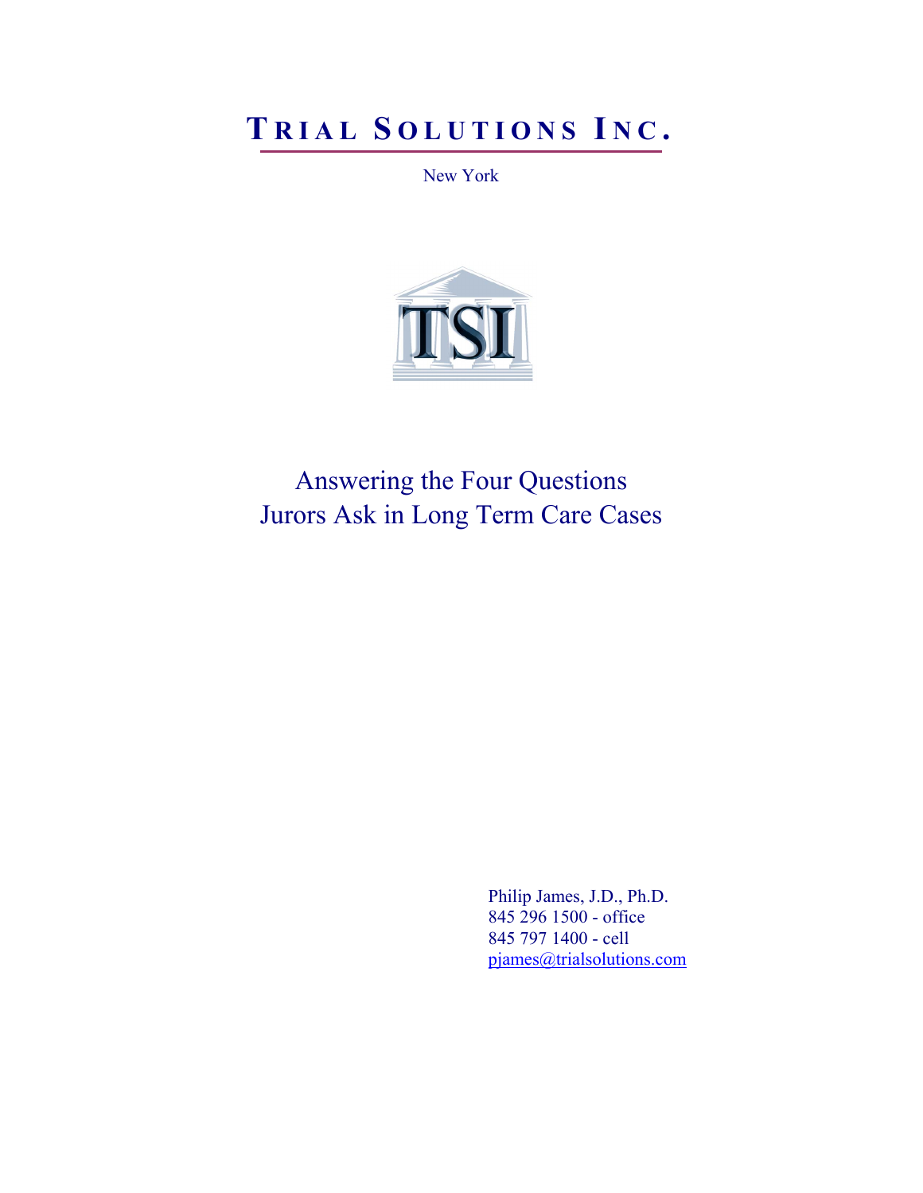# TRIAL SOLUTIONS INC.

New York

TSI

## Answering the Four Questions Jurors Ask in Long Term Care Cases

Philip James, J.D., Ph.D.
845 296 1500 - office
845 797 1400 - cell
pjames@trialsolutions.com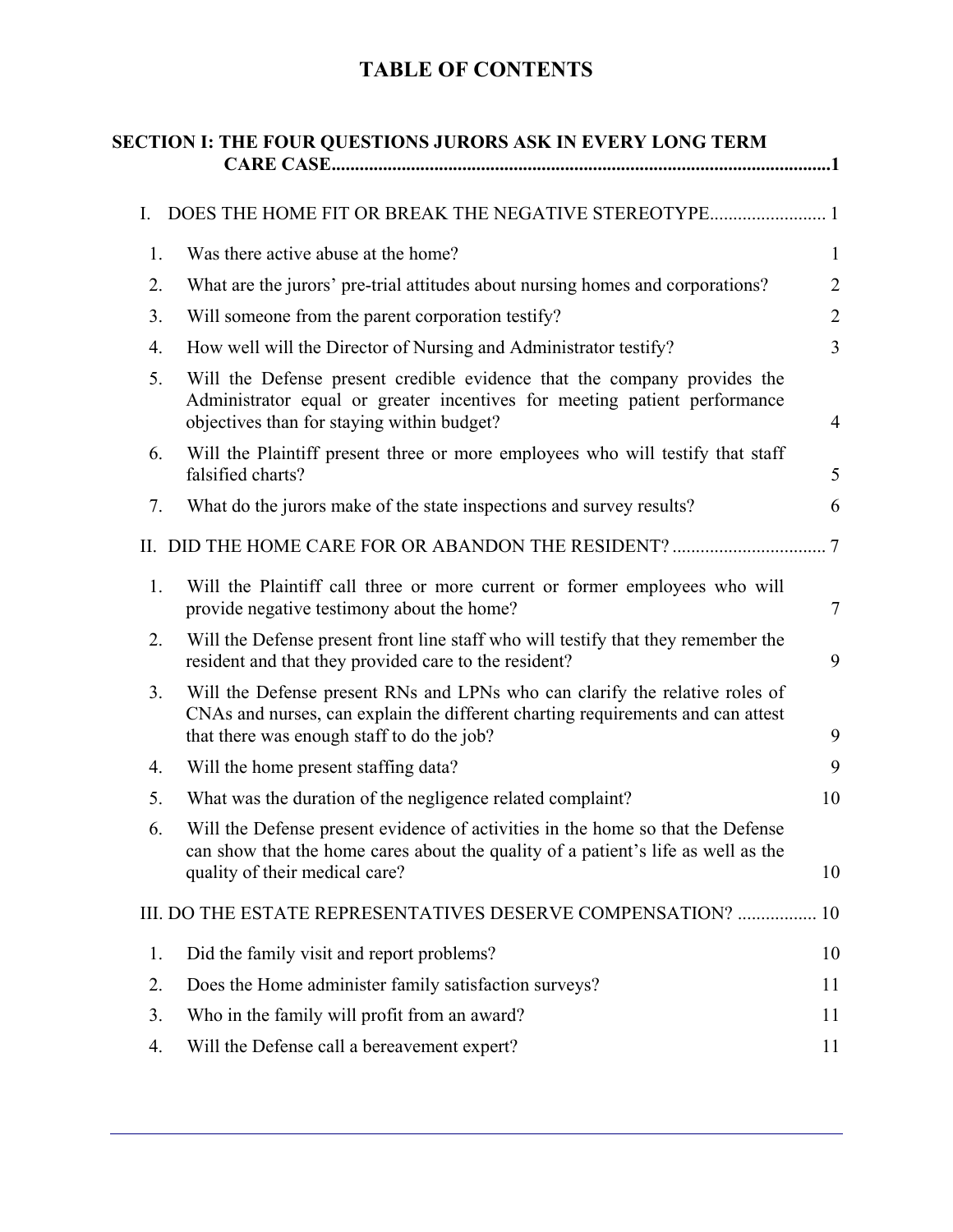# TABLE OF CONTENTS

**SECTION I: THE FOUR QUESTIONS JURORS ASK IN EVERY LONG TERM CARE CASE.........................................................................................................1**

I. DOES THE HOME FIT OR BREAK THE NEGATIVE STEREOTYPE......................... 1

| | | |
|---|---|---|
| 1. | Was there active abuse at the home? | 1 |
| 2. | What are the jurors' pre-trial attitudes about nursing homes and corporations? | 2 |
| 3. | Will someone from the parent corporation testify? | 2 |
| 4. | How well will the Director of Nursing and Administrator testify? | 3 |
| 5. | Will the Defense present credible evidence that the company provides the Administrator equal or greater incentives for meeting patient performance objectives than for staying within budget? | 4 |
| 6. | Will the Plaintiff present three or more employees who will testify that staff falsified charts? | 5 |
| 7. | What do the jurors make of the state inspections and survey results? | 6 |

II. DID THE HOME CARE FOR OR ABANDON THE RESIDENT? ................................ 7

| | | |
|---|---|---|
| 1. | Will the Plaintiff call three or more current or former employees who will provide negative testimony about the home? | 7 |
| 2. | Will the Defense present front line staff who will testify that they remember the resident and that they provided care to the resident? | 9 |
| 3. | Will the Defense present RNs and LPNs who can clarify the relative roles of CNAs and nurses, can explain the different charting requirements and can attest that there was enough staff to do the job? | 9 |
| 4. | Will the home present staffing data? | 9 |
| 5. | What was the duration of the negligence related complaint? | 10 |
| 6. | Will the Defense present evidence of activities in the home so that the Defense can show that the home cares about the quality of a patient's life as well as the quality of their medical care? | 10 |

III. DO THE ESTATE REPRESENTATIVES DESERVE COMPENSATION? ................ 10

| | | |
|---|---|---|
| 1. | Did the family visit and report problems? | 10 |
| 2. | Does the Home administer family satisfaction surveys? | 11 |
| 3. | Who in the family will profit from an award? | 11 |
| 4. | Will the Defense call a bereavement expert? | 11 |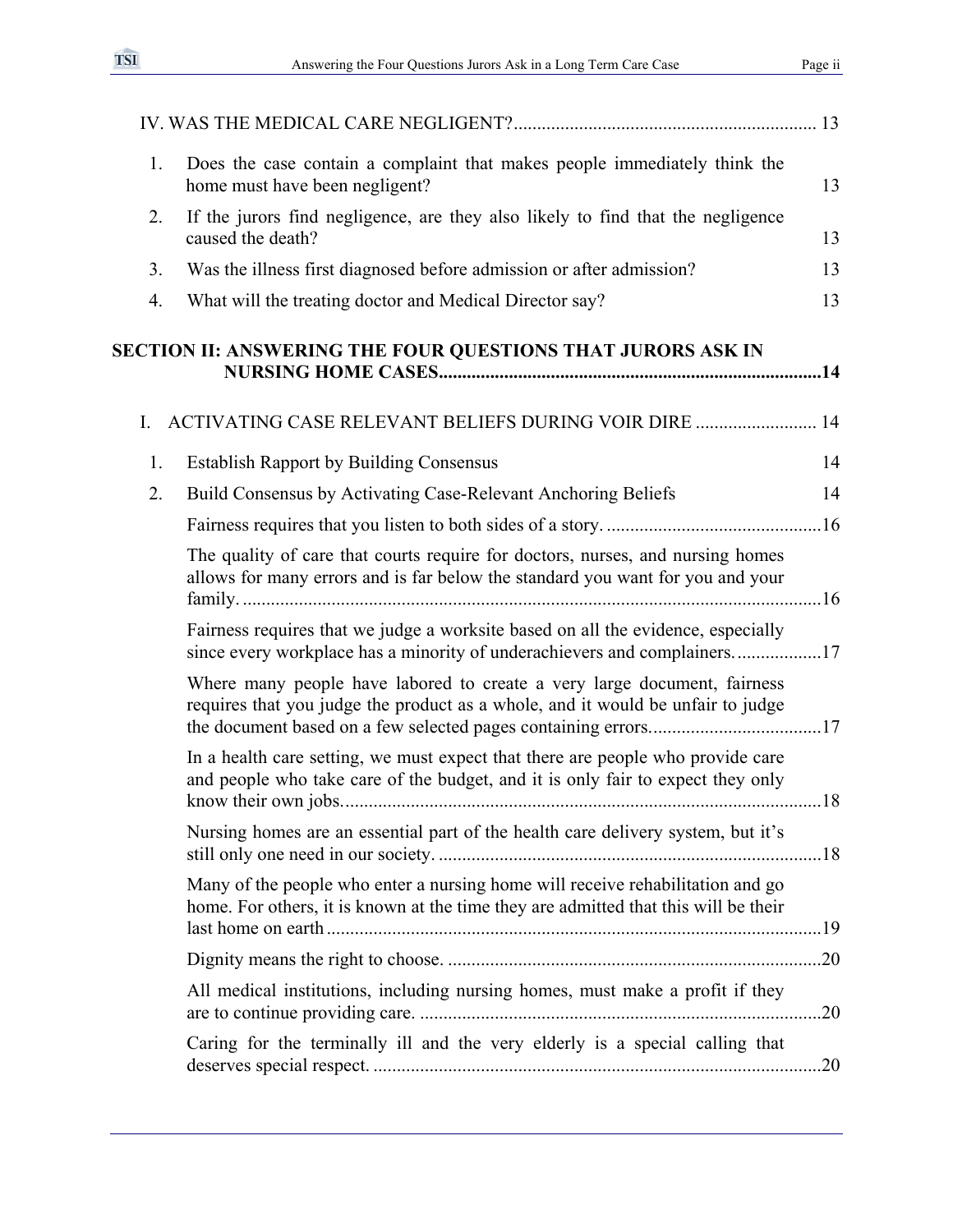IV. WAS THE MEDICAL CARE NEGLIGENT?................................................................. 13

1. Does the case contain a complaint that makes people immediately think the home must have been negligent? 13
2. If the jurors find negligence, are they also likely to find that the negligence caused the death? 13
3. Was the illness first diagnosed before admission or after admission? 13
4. What will the treating doctor and Medical Director say? 13

**SECTION II: ANSWERING THE FOUR QUESTIONS THAT JURORS ASK IN NURSING HOME CASES..................................................................................14**

I. ACTIVATING CASE RELEVANT BELIEFS DURING VOIR DIRE .......................... 14

1. Establish Rapport by Building Consensus 14
2. Build Consensus by Activating Case-Relevant Anchoring Beliefs 14

Fairness requires that you listen to both sides of a story. ..............................................16

The quality of care that courts require for doctors, nurses, and nursing homes allows for many errors and is far below the standard you want for you and your family. ...........................................................................................................................16

Fairness requires that we judge a worksite based on all the evidence, especially since every workplace has a minority of underachievers and complainers...................17

Where many people have labored to create a very large document, fairness requires that you judge the product as a whole, and it would be unfair to judge the document based on a few selected pages containing errors.....................................17

In a health care setting, we must expect that there are people who provide care and people who take care of the budget, and it is only fair to expect they only know their own jobs.......................................................................................................18

Nursing homes are an essential part of the health care delivery system, but it's still only one need in our society. ..................................................................................18

Many of the people who enter a nursing home will receive rehabilitation and go home. For others, it is known at the time they are admitted that this will be their last home on earth.........................................................................................................19

Dignity means the right to choose. ................................................................................20

All medical institutions, including nursing homes, must make a profit if they are to continue providing care. ......................................................................................20

Caring for the terminally ill and the very elderly is a special calling that deserves special respect. ................................................................................................20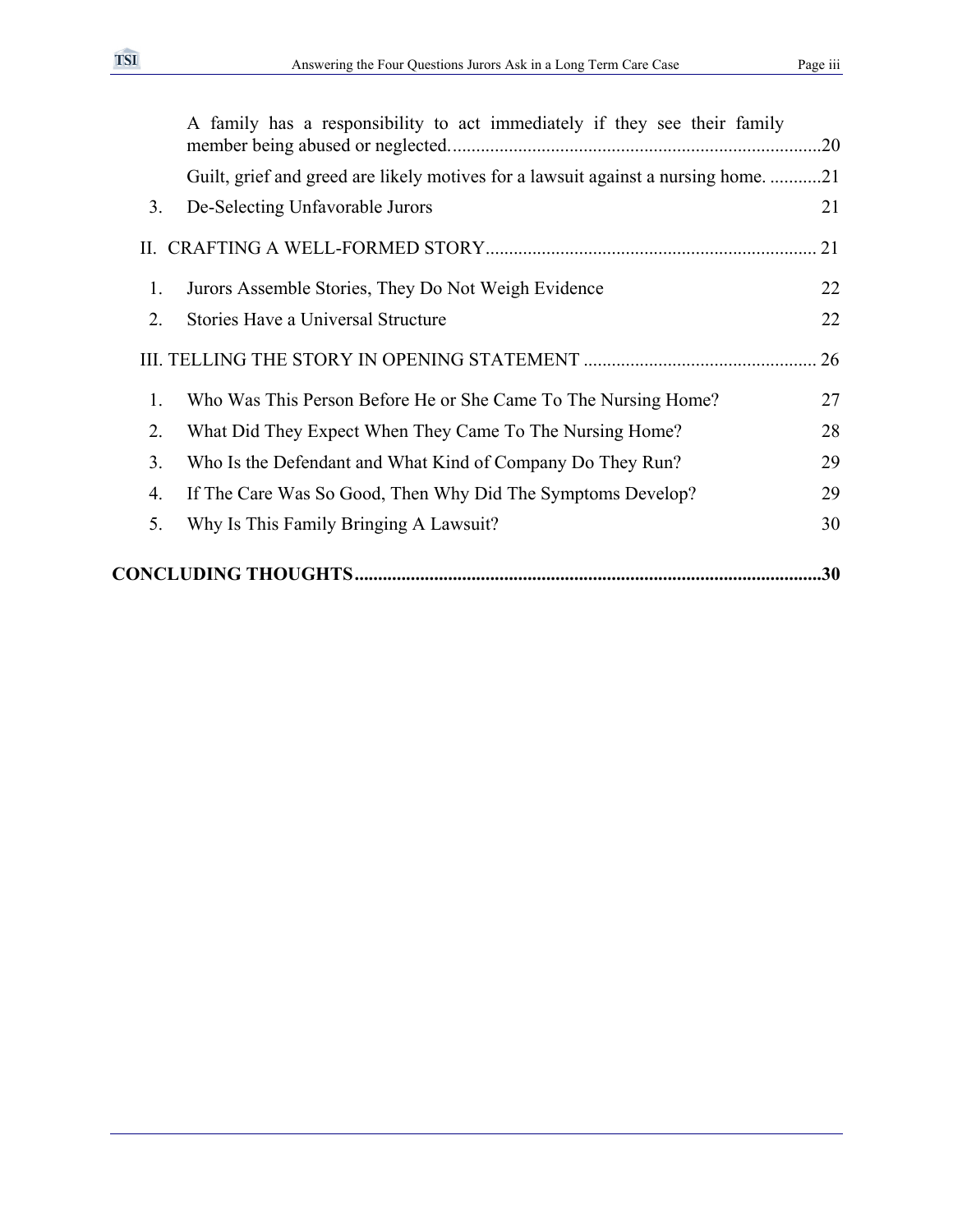A family has a responsibility to act immediately if they see their family member being abused or neglected. ............................................................................ 20

Guilt, grief and greed are likely motives for a lawsuit against a nursing home. ........... 21

3. De-Selecting Unfavorable Jurors 21

II. CRAFTING A WELL-FORMED STORY ...................................................................... 21

1. Jurors Assemble Stories, They Do Not Weigh Evidence 22
2. Stories Have a Universal Structure 22

III. TELLING THE STORY IN OPENING STATEMENT ................................................. 26

1. Who Was This Person Before He or She Came To The Nursing Home? 27
2. What Did They Expect When They Came To The Nursing Home? 28
3. Who Is the Defendant and What Kind of Company Do They Run? 29
4. If The Care Was So Good, Then Why Did The Symptoms Develop? 29
5. Why Is This Family Bringing A Lawsuit? 30

**CONCLUDING THOUGHTS ................................................................................................ 30**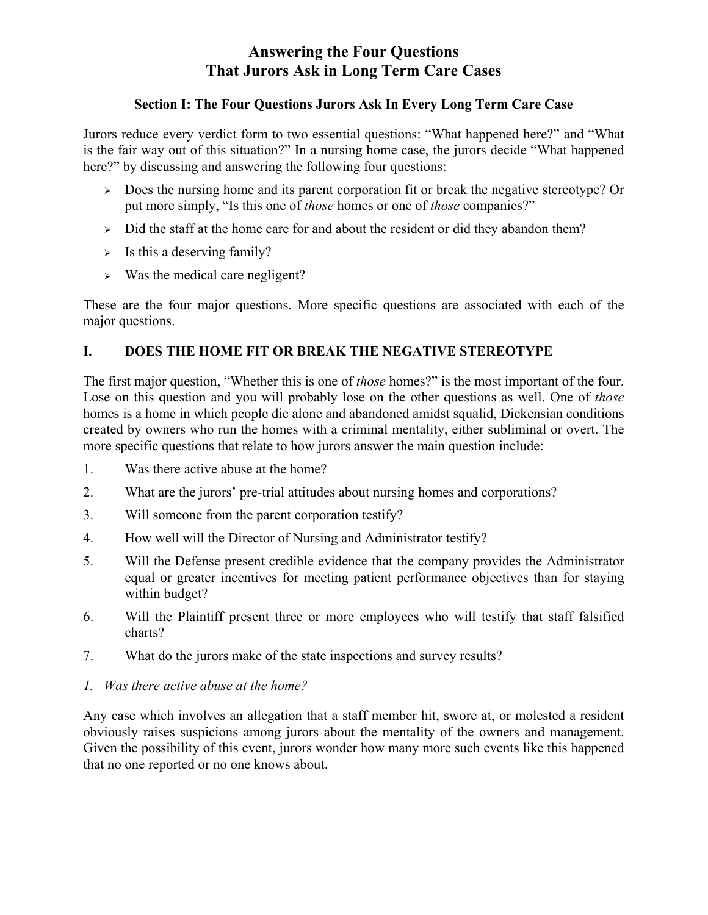# Answering the Four Questions That Jurors Ask in Long Term Care Cases

### Section I: The Four Questions Jurors Ask In Every Long Term Care Case

Jurors reduce every verdict form to two essential questions: "What happened here?" and "What is the fair way out of this situation?" In a nursing home case, the jurors decide "What happened here?" by discussing and answering the following four questions:

- Does the nursing home and its parent corporation fit or break the negative stereotype? Or put more simply, "Is this one of *those* homes or one of *those* companies?"
- Did the staff at the home care for and about the resident or did they abandon them?
- Is this a deserving family?
- Was the medical care negligent?

These are the four major questions. More specific questions are associated with each of the major questions.

## I. DOES THE HOME FIT OR BREAK THE NEGATIVE STEREOTYPE

The first major question, "Whether this is one of *those* homes?" is the most important of the four. Lose on this question and you will probably lose on the other questions as well. One of *those* homes is a home in which people die alone and abandoned amidst squalid, Dickensian conditions created by owners who run the homes with a criminal mentality, either subliminal or overt. The more specific questions that relate to how jurors answer the main question include:

1. Was there active abuse at the home?
2. What are the jurors' pre-trial attitudes about nursing homes and corporations?
3. Will someone from the parent corporation testify?
4. How well will the Director of Nursing and Administrator testify?
5. Will the Defense present credible evidence that the company provides the Administrator equal or greater incentives for meeting patient performance objectives than for staying within budget?
6. Will the Plaintiff present three or more employees who will testify that staff falsified charts?
7. What do the jurors make of the state inspections and survey results?

*1. Was there active abuse at the home?*

Any case which involves an allegation that a staff member hit, swore at, or molested a resident obviously raises suspicions among jurors about the mentality of the owners and management. Given the possibility of this event, jurors wonder how many more such events like this happened that no one reported or no one knows about.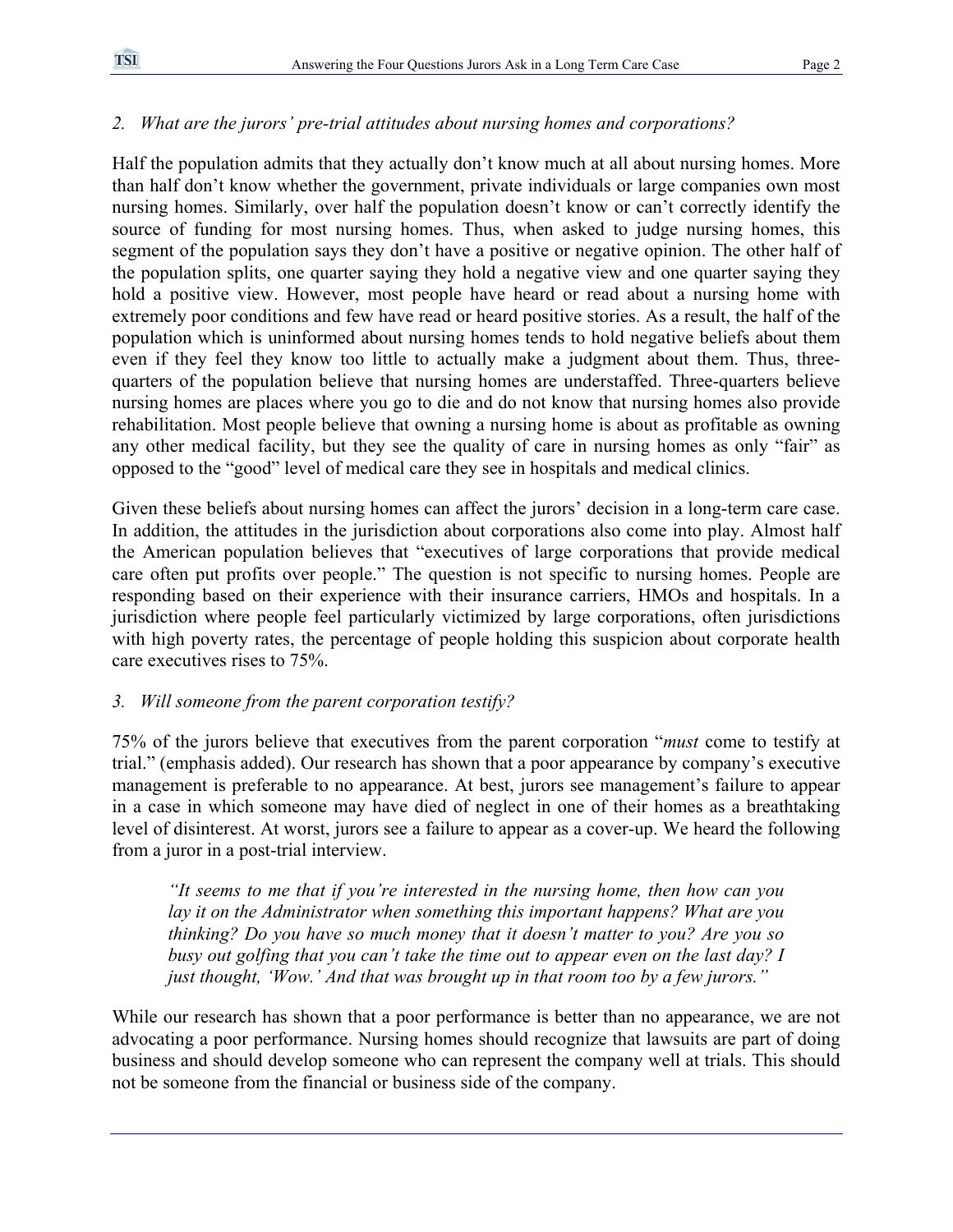*2. What are the jurors' pre-trial attitudes about nursing homes and corporations?*

Half the population admits that they actually don't know much at all about nursing homes. More than half don't know whether the government, private individuals or large companies own most nursing homes. Similarly, over half the population doesn't know or can't correctly identify the source of funding for most nursing homes. Thus, when asked to judge nursing homes, this segment of the population says they don't have a positive or negative opinion. The other half of the population splits, one quarter saying they hold a negative view and one quarter saying they hold a positive view. However, most people have heard or read about a nursing home with extremely poor conditions and few have read or heard positive stories. As a result, the half of the population which is uninformed about nursing homes tends to hold negative beliefs about them even if they feel they know too little to actually make a judgment about them. Thus, three-quarters of the population believe that nursing homes are understaffed. Three-quarters believe nursing homes are places where you go to die and do not know that nursing homes also provide rehabilitation. Most people believe that owning a nursing home is about as profitable as owning any other medical facility, but they see the quality of care in nursing homes as only "fair" as opposed to the "good" level of medical care they see in hospitals and medical clinics.

Given these beliefs about nursing homes can affect the jurors' decision in a long-term care case. In addition, the attitudes in the jurisdiction about corporations also come into play. Almost half the American population believes that "executives of large corporations that provide medical care often put profits over people." The question is not specific to nursing homes. People are responding based on their experience with their insurance carriers, HMOs and hospitals. In a jurisdiction where people feel particularly victimized by large corporations, often jurisdictions with high poverty rates, the percentage of people holding this suspicion about corporate health care executives rises to 75%.

*3. Will someone from the parent corporation testify?*

75% of the jurors believe that executives from the parent corporation "*must* come to testify at trial." (emphasis added). Our research has shown that a poor appearance by company's executive management is preferable to no appearance. At best, jurors see management's failure to appear in a case in which someone may have died of neglect in one of their homes as a breathtaking level of disinterest. At worst, jurors see a failure to appear as a cover-up. We heard the following from a juror in a post-trial interview.

> *"It seems to me that if you're interested in the nursing home, then how can you lay it on the Administrator when something this important happens? What are you thinking? Do you have so much money that it doesn't matter to you? Are you so busy out golfing that you can't take the time out to appear even on the last day? I just thought, 'Wow.' And that was brought up in that room too by a few jurors."*

While our research has shown that a poor performance is better than no appearance, we are not advocating a poor performance. Nursing homes should recognize that lawsuits are part of doing business and should develop someone who can represent the company well at trials. This should not be someone from the financial or business side of the company.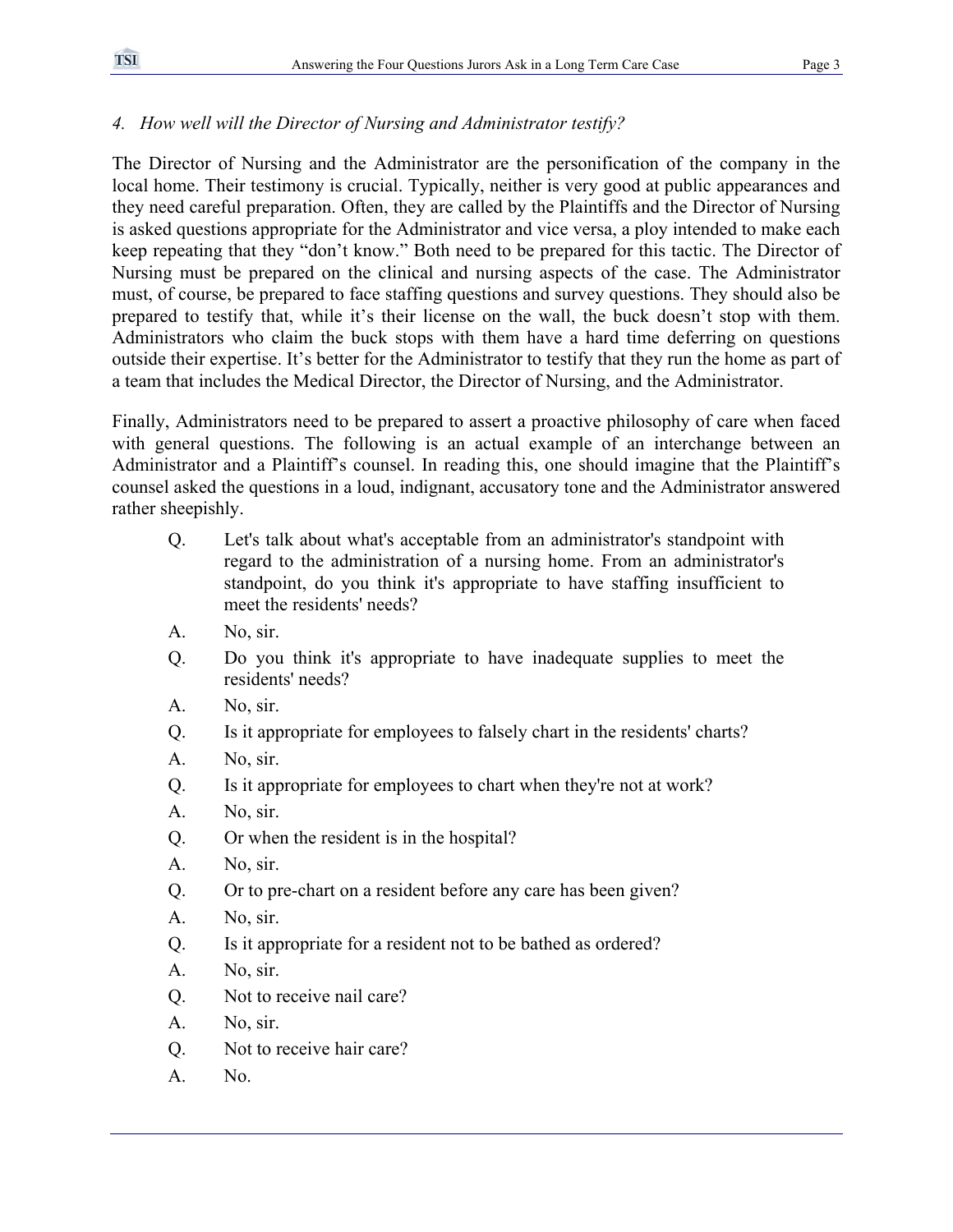*4. How well will the Director of Nursing and Administrator testify?*

The Director of Nursing and the Administrator are the personification of the company in the local home. Their testimony is crucial. Typically, neither is very good at public appearances and they need careful preparation. Often, they are called by the Plaintiffs and the Director of Nursing is asked questions appropriate for the Administrator and vice versa, a ploy intended to make each keep repeating that they "don't know." Both need to be prepared for this tactic. The Director of Nursing must be prepared on the clinical and nursing aspects of the case. The Administrator must, of course, be prepared to face staffing questions and survey questions. They should also be prepared to testify that, while it's their license on the wall, the buck doesn't stop with them. Administrators who claim the buck stops with them have a hard time deferring on questions outside their expertise. It's better for the Administrator to testify that they run the home as part of a team that includes the Medical Director, the Director of Nursing, and the Administrator.

Finally, Administrators need to be prepared to assert a proactive philosophy of care when faced with general questions. The following is an actual example of an interchange between an Administrator and a Plaintiff's counsel. In reading this, one should imagine that the Plaintiff's counsel asked the questions in a loud, indignant, accusatory tone and the Administrator answered rather sheepishly.

> Q. Let's talk about what's acceptable from an administrator's standpoint with regard to the administration of a nursing home. From an administrator's standpoint, do you think it's appropriate to have staffing insufficient to meet the residents' needs?
>
> A. No, sir.
>
> Q. Do you think it's appropriate to have inadequate supplies to meet the residents' needs?
>
> A. No, sir.
>
> Q. Is it appropriate for employees to falsely chart in the residents' charts?
>
> A. No, sir.
>
> Q. Is it appropriate for employees to chart when they're not at work?
>
> A. No, sir.
>
> Q. Or when the resident is in the hospital?
>
> A. No, sir.
>
> Q. Or to pre-chart on a resident before any care has been given?
>
> A. No, sir.
>
> Q. Is it appropriate for a resident not to be bathed as ordered?
>
> A. No, sir.
>
> Q. Not to receive nail care?
>
> A. No, sir.
>
> Q. Not to receive hair care?
>
> A. No.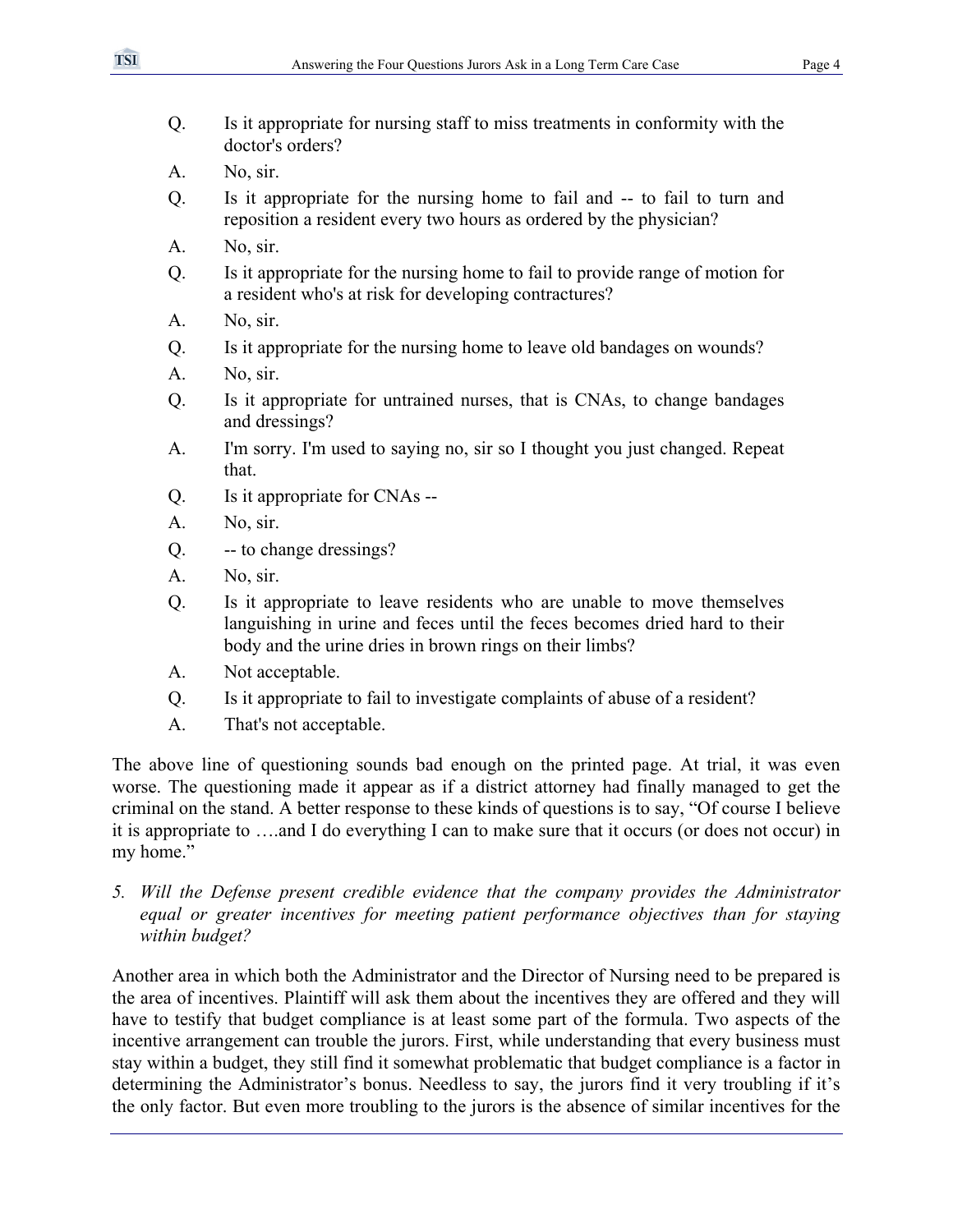Q. Is it appropriate for nursing staff to miss treatments in conformity with the doctor's orders?

A. No, sir.

Q. Is it appropriate for the nursing home to fail and -- to fail to turn and reposition a resident every two hours as ordered by the physician?

A. No, sir.

Q. Is it appropriate for the nursing home to fail to provide range of motion for a resident who's at risk for developing contractures?

A. No, sir.

Q. Is it appropriate for the nursing home to leave old bandages on wounds?

A. No, sir.

Q. Is it appropriate for untrained nurses, that is CNAs, to change bandages and dressings?

A. I'm sorry. I'm used to saying no, sir so I thought you just changed. Repeat that.

Q. Is it appropriate for CNAs --

A. No, sir.

Q. -- to change dressings?

A. No, sir.

Q. Is it appropriate to leave residents who are unable to move themselves languishing in urine and feces until the feces becomes dried hard to their body and the urine dries in brown rings on their limbs?

A. Not acceptable.

Q. Is it appropriate to fail to investigate complaints of abuse of a resident?

A. That's not acceptable.

The above line of questioning sounds bad enough on the printed page. At trial, it was even worse. The questioning made it appear as if a district attorney had finally managed to get the criminal on the stand. A better response to these kinds of questions is to say, "Of course I believe it is appropriate to ….and I do everything I can to make sure that it occurs (or does not occur) in my home."

*5. Will the Defense present credible evidence that the company provides the Administrator equal or greater incentives for meeting patient performance objectives than for staying within budget?*

Another area in which both the Administrator and the Director of Nursing need to be prepared is the area of incentives. Plaintiff will ask them about the incentives they are offered and they will have to testify that budget compliance is at least some part of the formula. Two aspects of the incentive arrangement can trouble the jurors. First, while understanding that every business must stay within a budget, they still find it somewhat problematic that budget compliance is a factor in determining the Administrator's bonus. Needless to say, the jurors find it very troubling if it's the only factor. But even more troubling to the jurors is the absence of similar incentives for the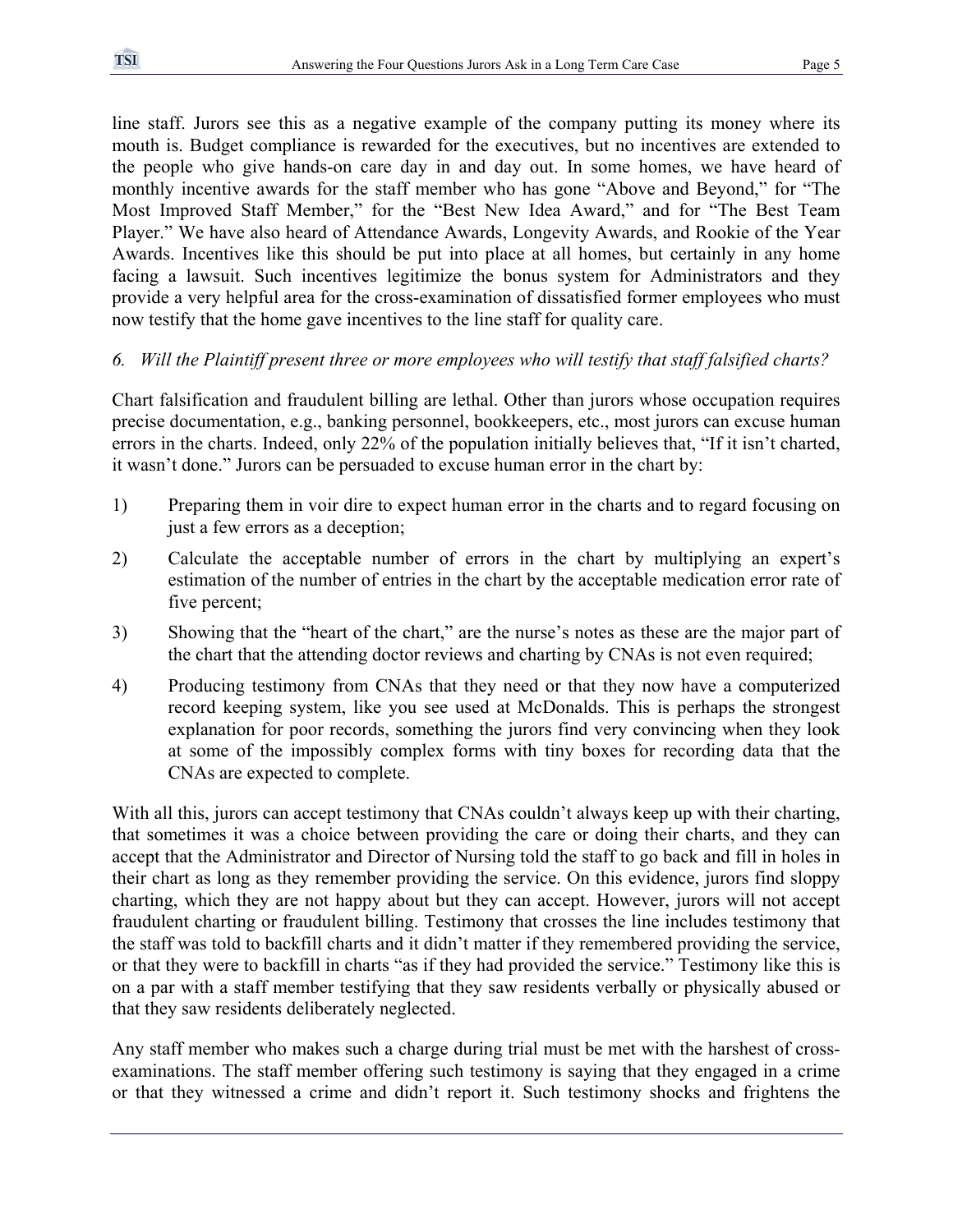line staff. Jurors see this as a negative example of the company putting its money where its mouth is. Budget compliance is rewarded for the executives, but no incentives are extended to the people who give hands-on care day in and day out. In some homes, we have heard of monthly incentive awards for the staff member who has gone "Above and Beyond," for "The Most Improved Staff Member," for the "Best New Idea Award," and for "The Best Team Player." We have also heard of Attendance Awards, Longevity Awards, and Rookie of the Year Awards. Incentives like this should be put into place at all homes, but certainly in any home facing a lawsuit. Such incentives legitimize the bonus system for Administrators and they provide a very helpful area for the cross-examination of dissatisfied former employees who must now testify that the home gave incentives to the line staff for quality care.

*6. Will the Plaintiff present three or more employees who will testify that staff falsified charts?*

Chart falsification and fraudulent billing are lethal. Other than jurors whose occupation requires precise documentation, e.g., banking personnel, bookkeepers, etc., most jurors can excuse human errors in the charts. Indeed, only 22% of the population initially believes that, "If it isn't charted, it wasn't done." Jurors can be persuaded to excuse human error in the chart by:

1) Preparing them in voir dire to expect human error in the charts and to regard focusing on just a few errors as a deception;
2) Calculate the acceptable number of errors in the chart by multiplying an expert's estimation of the number of entries in the chart by the acceptable medication error rate of five percent;
3) Showing that the "heart of the chart," are the nurse's notes as these are the major part of the chart that the attending doctor reviews and charting by CNAs is not even required;
4) Producing testimony from CNAs that they need or that they now have a computerized record keeping system, like you see used at McDonalds. This is perhaps the strongest explanation for poor records, something the jurors find very convincing when they look at some of the impossibly complex forms with tiny boxes for recording data that the CNAs are expected to complete.

With all this, jurors can accept testimony that CNAs couldn't always keep up with their charting, that sometimes it was a choice between providing the care or doing their charts, and they can accept that the Administrator and Director of Nursing told the staff to go back and fill in holes in their chart as long as they remember providing the service. On this evidence, jurors find sloppy charting, which they are not happy about but they can accept. However, jurors will not accept fraudulent charting or fraudulent billing. Testimony that crosses the line includes testimony that the staff was told to backfill charts and it didn't matter if they remembered providing the service, or that they were to backfill in charts "as if they had provided the service." Testimony like this is on a par with a staff member testifying that they saw residents verbally or physically abused or that they saw residents deliberately neglected.

Any staff member who makes such a charge during trial must be met with the harshest of cross-examinations. The staff member offering such testimony is saying that they engaged in a crime or that they witnessed a crime and didn't report it. Such testimony shocks and frightens the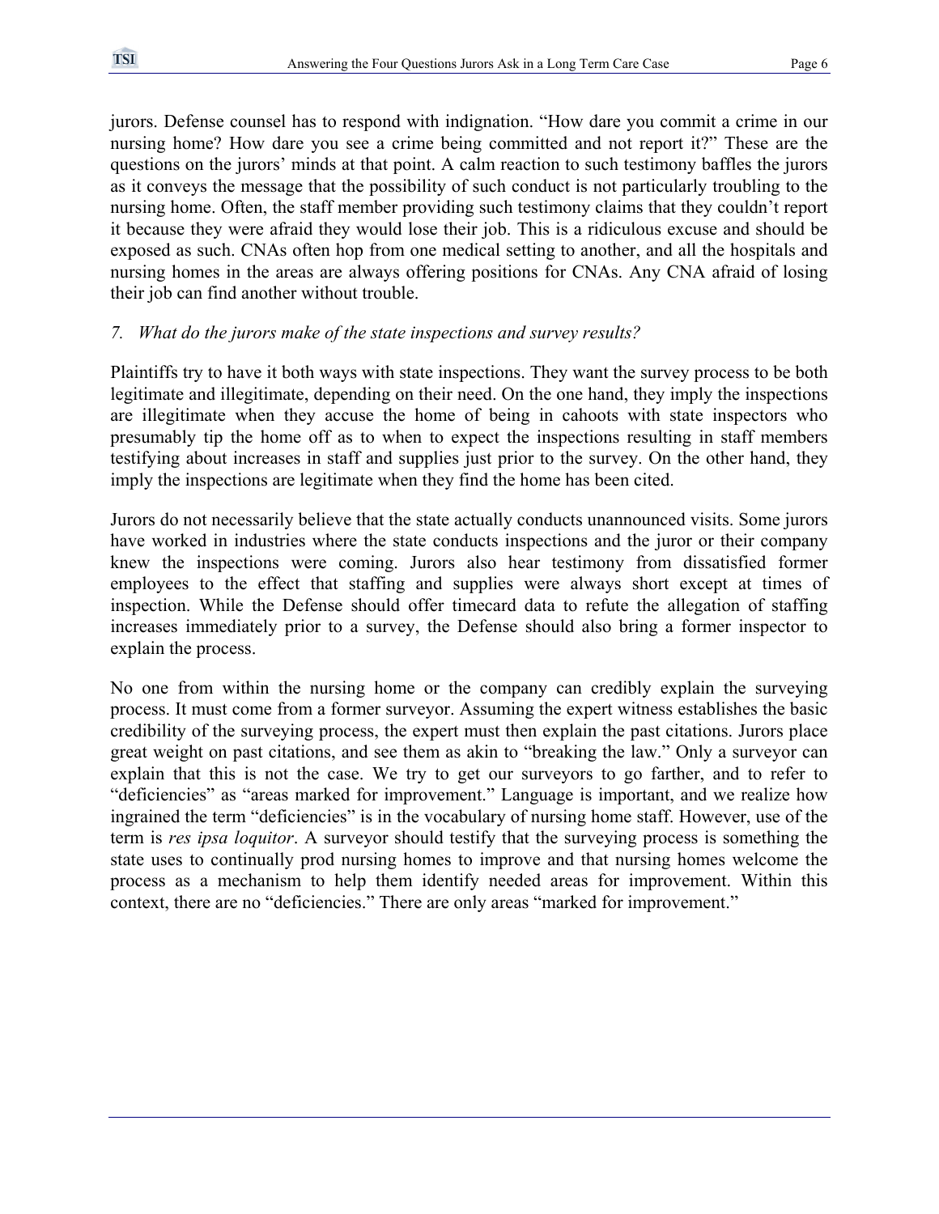jurors. Defense counsel has to respond with indignation. "How dare you commit a crime in our nursing home? How dare you see a crime being committed and not report it?" These are the questions on the jurors' minds at that point. A calm reaction to such testimony baffles the jurors as it conveys the message that the possibility of such conduct is not particularly troubling to the nursing home. Often, the staff member providing such testimony claims that they couldn't report it because they were afraid they would lose their job. This is a ridiculous excuse and should be exposed as such. CNAs often hop from one medical setting to another, and all the hospitals and nursing homes in the areas are always offering positions for CNAs. Any CNA afraid of losing their job can find another without trouble.

*7. What do the jurors make of the state inspections and survey results?*

Plaintiffs try to have it both ways with state inspections. They want the survey process to be both legitimate and illegitimate, depending on their need. On the one hand, they imply the inspections are illegitimate when they accuse the home of being in cahoots with state inspectors who presumably tip the home off as to when to expect the inspections resulting in staff members testifying about increases in staff and supplies just prior to the survey. On the other hand, they imply the inspections are legitimate when they find the home has been cited.

Jurors do not necessarily believe that the state actually conducts unannounced visits. Some jurors have worked in industries where the state conducts inspections and the juror or their company knew the inspections were coming. Jurors also hear testimony from dissatisfied former employees to the effect that staffing and supplies were always short except at times of inspection. While the Defense should offer timecard data to refute the allegation of staffing increases immediately prior to a survey, the Defense should also bring a former inspector to explain the process.

No one from within the nursing home or the company can credibly explain the surveying process. It must come from a former surveyor. Assuming the expert witness establishes the basic credibility of the surveying process, the expert must then explain the past citations. Jurors place great weight on past citations, and see them as akin to "breaking the law." Only a surveyor can explain that this is not the case. We try to get our surveyors to go farther, and to refer to "deficiencies" as "areas marked for improvement." Language is important, and we realize how ingrained the term "deficiencies" is in the vocabulary of nursing home staff. However, use of the term is *res ipsa loquitor*. A surveyor should testify that the surveying process is something the state uses to continually prod nursing homes to improve and that nursing homes welcome the process as a mechanism to help them identify needed areas for improvement. Within this context, there are no "deficiencies." There are only areas "marked for improvement."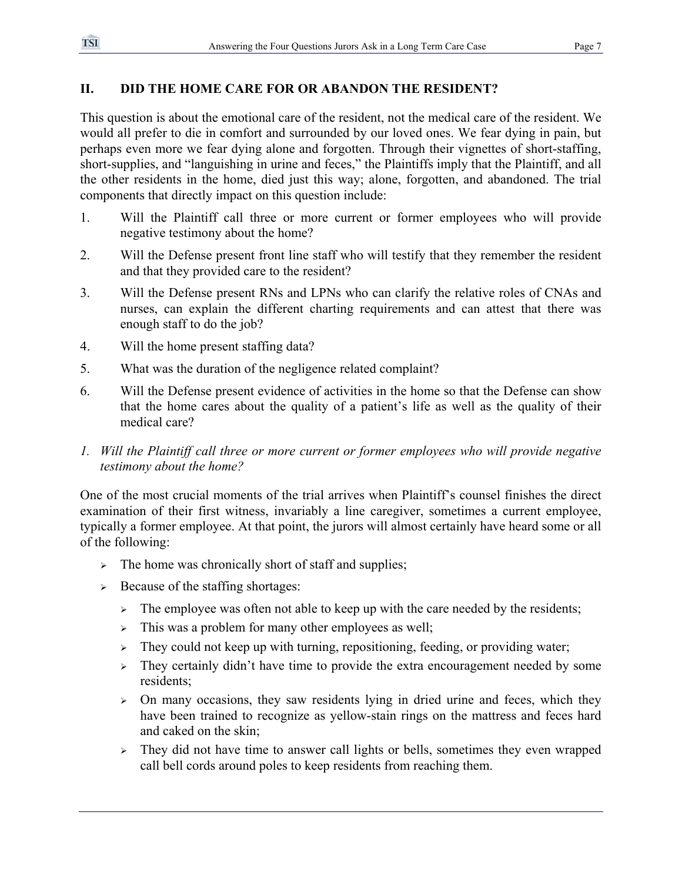## II. DID THE HOME CARE FOR OR ABANDON THE RESIDENT?

This question is about the emotional care of the resident, not the medical care of the resident. We would all prefer to die in comfort and surrounded by our loved ones. We fear dying in pain, but perhaps even more we fear dying alone and forgotten. Through their vignettes of short-staffing, short-supplies, and "languishing in urine and feces," the Plaintiffs imply that the Plaintiff, and all the other residents in the home, died just this way; alone, forgotten, and abandoned. The trial components that directly impact on this question include:

1. Will the Plaintiff call three or more current or former employees who will provide negative testimony about the home?
2. Will the Defense present front line staff who will testify that they remember the resident and that they provided care to the resident?
3. Will the Defense present RNs and LPNs who can clarify the relative roles of CNAs and nurses, can explain the different charting requirements and can attest that there was enough staff to do the job?
4. Will the home present staffing data?
5. What was the duration of the negligence related complaint?
6. Will the Defense present evidence of activities in the home so that the Defense can show that the home cares about the quality of a patient's life as well as the quality of their medical care?

*1. Will the Plaintiff call three or more current or former employees who will provide negative testimony about the home?*

One of the most crucial moments of the trial arrives when Plaintiff's counsel finishes the direct examination of their first witness, invariably a line caregiver, sometimes a current employee, typically a former employee. At that point, the jurors will almost certainly have heard some or all of the following:

- The home was chronically short of staff and supplies;
- Because of the staffing shortages:
  - The employee was often not able to keep up with the care needed by the residents;
  - This was a problem for many other employees as well;
  - They could not keep up with turning, repositioning, feeding, or providing water;
  - They certainly didn't have time to provide the extra encouragement needed by some residents;
  - On many occasions, they saw residents lying in dried urine and feces, which they have been trained to recognize as yellow-stain rings on the mattress and feces hard and caked on the skin;
  - They did not have time to answer call lights or bells, sometimes they even wrapped call bell cords around poles to keep residents from reaching them.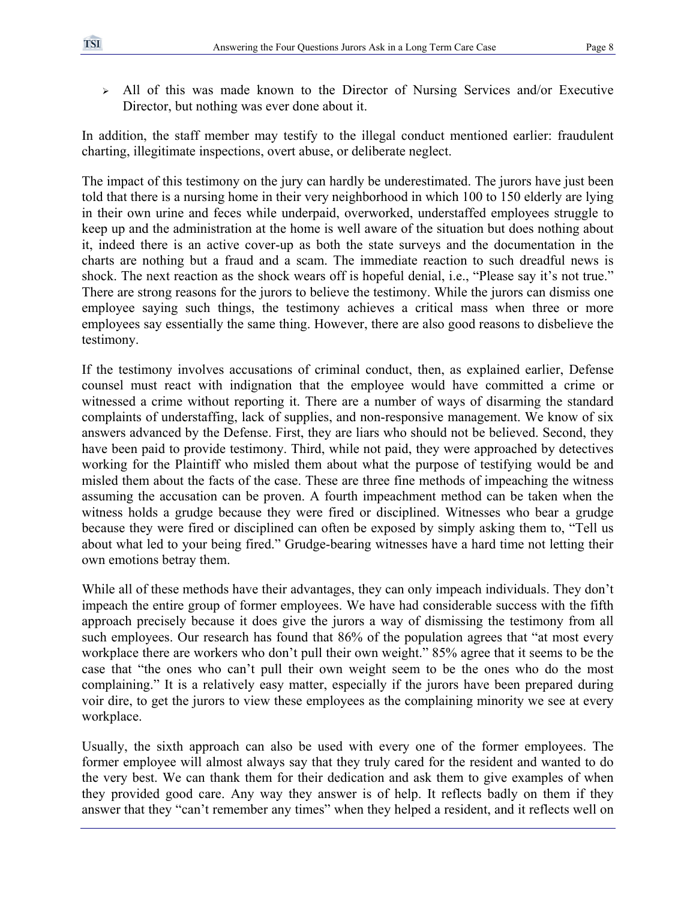- All of this was made known to the Director of Nursing Services and/or Executive Director, but nothing was ever done about it.

In addition, the staff member may testify to the illegal conduct mentioned earlier: fraudulent charting, illegitimate inspections, overt abuse, or deliberate neglect.

The impact of this testimony on the jury can hardly be underestimated. The jurors have just been told that there is a nursing home in their very neighborhood in which 100 to 150 elderly are lying in their own urine and feces while underpaid, overworked, understaffed employees struggle to keep up and the administration at the home is well aware of the situation but does nothing about it, indeed there is an active cover-up as both the state surveys and the documentation in the charts are nothing but a fraud and a scam. The immediate reaction to such dreadful news is shock. The next reaction as the shock wears off is hopeful denial, i.e., "Please say it's not true." There are strong reasons for the jurors to believe the testimony. While the jurors can dismiss one employee saying such things, the testimony achieves a critical mass when three or more employees say essentially the same thing. However, there are also good reasons to disbelieve the testimony.

If the testimony involves accusations of criminal conduct, then, as explained earlier, Defense counsel must react with indignation that the employee would have committed a crime or witnessed a crime without reporting it. There are a number of ways of disarming the standard complaints of understaffing, lack of supplies, and non-responsive management. We know of six answers advanced by the Defense. First, they are liars who should not be believed. Second, they have been paid to provide testimony. Third, while not paid, they were approached by detectives working for the Plaintiff who misled them about what the purpose of testifying would be and misled them about the facts of the case. These are three fine methods of impeaching the witness assuming the accusation can be proven. A fourth impeachment method can be taken when the witness holds a grudge because they were fired or disciplined. Witnesses who bear a grudge because they were fired or disciplined can often be exposed by simply asking them to, "Tell us about what led to your being fired." Grudge-bearing witnesses have a hard time not letting their own emotions betray them.

While all of these methods have their advantages, they can only impeach individuals. They don't impeach the entire group of former employees. We have had considerable success with the fifth approach precisely because it does give the jurors a way of dismissing the testimony from all such employees. Our research has found that 86% of the population agrees that "at most every workplace there are workers who don't pull their own weight." 85% agree that it seems to be the case that "the ones who can't pull their own weight seem to be the ones who do the most complaining." It is a relatively easy matter, especially if the jurors have been prepared during voir dire, to get the jurors to view these employees as the complaining minority we see at every workplace.

Usually, the sixth approach can also be used with every one of the former employees. The former employee will almost always say that they truly cared for the resident and wanted to do the very best. We can thank them for their dedication and ask them to give examples of when they provided good care. Any way they answer is of help. It reflects badly on them if they answer that they "can't remember any times" when they helped a resident, and it reflects well on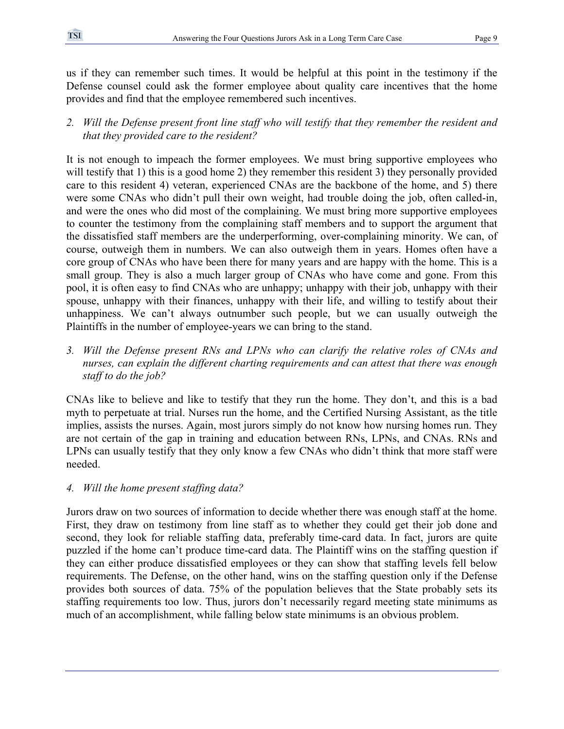us if they can remember such times. It would be helpful at this point in the testimony if the Defense counsel could ask the former employee about quality care incentives that the home provides and find that the employee remembered such incentives.

*2. Will the Defense present front line staff who will testify that they remember the resident and that they provided care to the resident?*

It is not enough to impeach the former employees. We must bring supportive employees who will testify that 1) this is a good home 2) they remember this resident 3) they personally provided care to this resident 4) veteran, experienced CNAs are the backbone of the home, and 5) there were some CNAs who didn't pull their own weight, had trouble doing the job, often called-in, and were the ones who did most of the complaining. We must bring more supportive employees to counter the testimony from the complaining staff members and to support the argument that the dissatisfied staff members are the underperforming, over-complaining minority. We can, of course, outweigh them in numbers. We can also outweigh them in years. Homes often have a core group of CNAs who have been there for many years and are happy with the home. This is a small group. They is also a much larger group of CNAs who have come and gone. From this pool, it is often easy to find CNAs who are unhappy; unhappy with their job, unhappy with their spouse, unhappy with their finances, unhappy with their life, and willing to testify about their unhappiness. We can't always outnumber such people, but we can usually outweigh the Plaintiffs in the number of employee-years we can bring to the stand.

*3. Will the Defense present RNs and LPNs who can clarify the relative roles of CNAs and nurses, can explain the different charting requirements and can attest that there was enough staff to do the job?*

CNAs like to believe and like to testify that they run the home. They don't, and this is a bad myth to perpetuate at trial. Nurses run the home, and the Certified Nursing Assistant, as the title implies, assists the nurses. Again, most jurors simply do not know how nursing homes run. They are not certain of the gap in training and education between RNs, LPNs, and CNAs. RNs and LPNs can usually testify that they only know a few CNAs who didn't think that more staff were needed.

*4. Will the home present staffing data?*

Jurors draw on two sources of information to decide whether there was enough staff at the home. First, they draw on testimony from line staff as to whether they could get their job done and second, they look for reliable staffing data, preferably time-card data. In fact, jurors are quite puzzled if the home can't produce time-card data. The Plaintiff wins on the staffing question if they can either produce dissatisfied employees or they can show that staffing levels fell below requirements. The Defense, on the other hand, wins on the staffing question only if the Defense provides both sources of data. 75% of the population believes that the State probably sets its staffing requirements too low. Thus, jurors don't necessarily regard meeting state minimums as much of an accomplishment, while falling below state minimums is an obvious problem.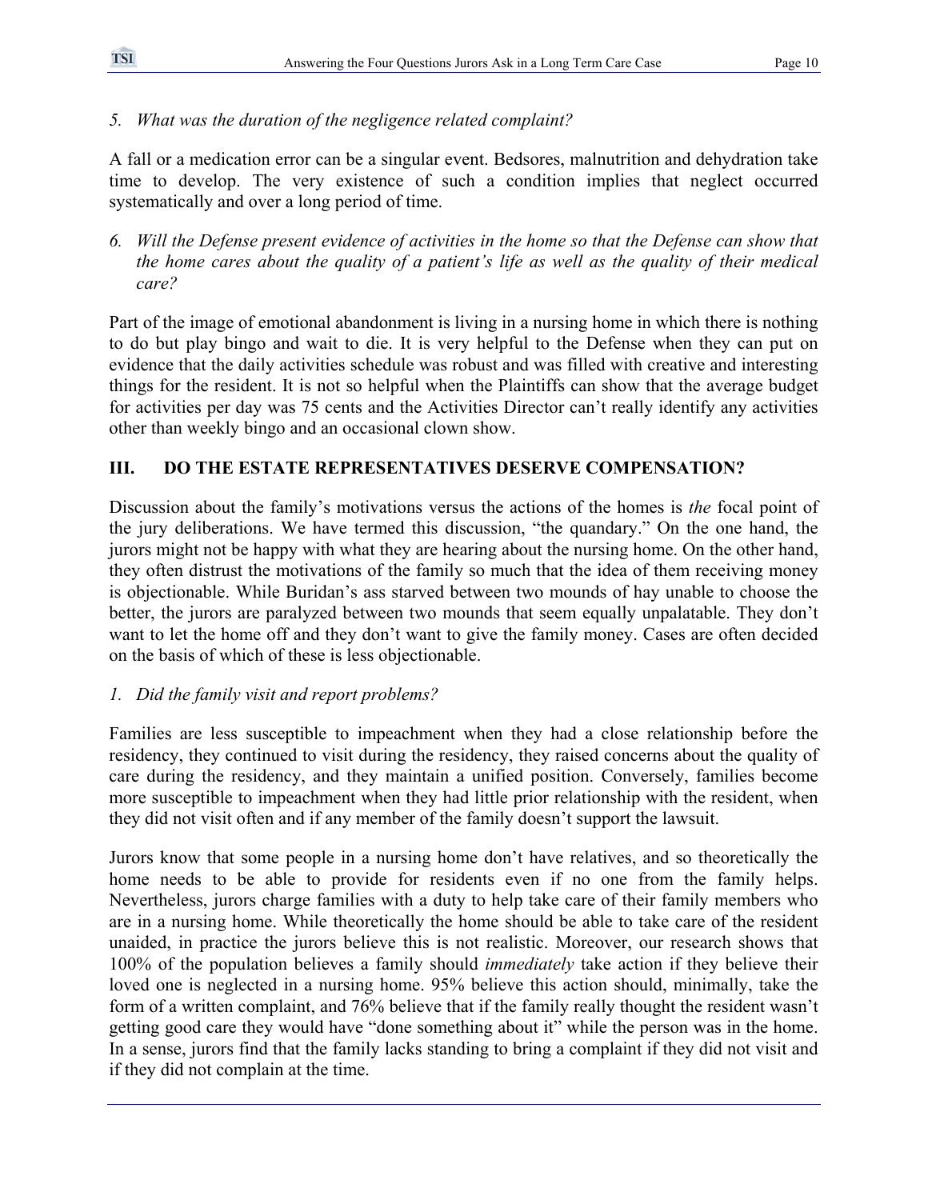*5. What was the duration of the negligence related complaint?*

A fall or a medication error can be a singular event. Bedsores, malnutrition and dehydration take time to develop. The very existence of such a condition implies that neglect occurred systematically and over a long period of time.

*6. Will the Defense present evidence of activities in the home so that the Defense can show that the home cares about the quality of a patient's life as well as the quality of their medical care?*

Part of the image of emotional abandonment is living in a nursing home in which there is nothing to do but play bingo and wait to die. It is very helpful to the Defense when they can put on evidence that the daily activities schedule was robust and was filled with creative and interesting things for the resident. It is not so helpful when the Plaintiffs can show that the average budget for activities per day was 75 cents and the Activities Director can't really identify any activities other than weekly bingo and an occasional clown show.

## III. DO THE ESTATE REPRESENTATIVES DESERVE COMPENSATION?

Discussion about the family's motivations versus the actions of the homes is *the* focal point of the jury deliberations. We have termed this discussion, "the quandary." On the one hand, the jurors might not be happy with what they are hearing about the nursing home. On the other hand, they often distrust the motivations of the family so much that the idea of them receiving money is objectionable. While Buridan's ass starved between two mounds of hay unable to choose the better, the jurors are paralyzed between two mounds that seem equally unpalatable. They don't want to let the home off and they don't want to give the family money. Cases are often decided on the basis of which of these is less objectionable.

*1. Did the family visit and report problems?*

Families are less susceptible to impeachment when they had a close relationship before the residency, they continued to visit during the residency, they raised concerns about the quality of care during the residency, and they maintain a unified position. Conversely, families become more susceptible to impeachment when they had little prior relationship with the resident, when they did not visit often and if any member of the family doesn't support the lawsuit.

Jurors know that some people in a nursing home don't have relatives, and so theoretically the home needs to be able to provide for residents even if no one from the family helps. Nevertheless, jurors charge families with a duty to help take care of their family members who are in a nursing home. While theoretically the home should be able to take care of the resident unaided, in practice the jurors believe this is not realistic. Moreover, our research shows that 100% of the population believes a family should *immediately* take action if they believe their loved one is neglected in a nursing home. 95% believe this action should, minimally, take the form of a written complaint, and 76% believe that if the family really thought the resident wasn't getting good care they would have "done something about it" while the person was in the home. In a sense, jurors find that the family lacks standing to bring a complaint if they did not visit and if they did not complain at the time.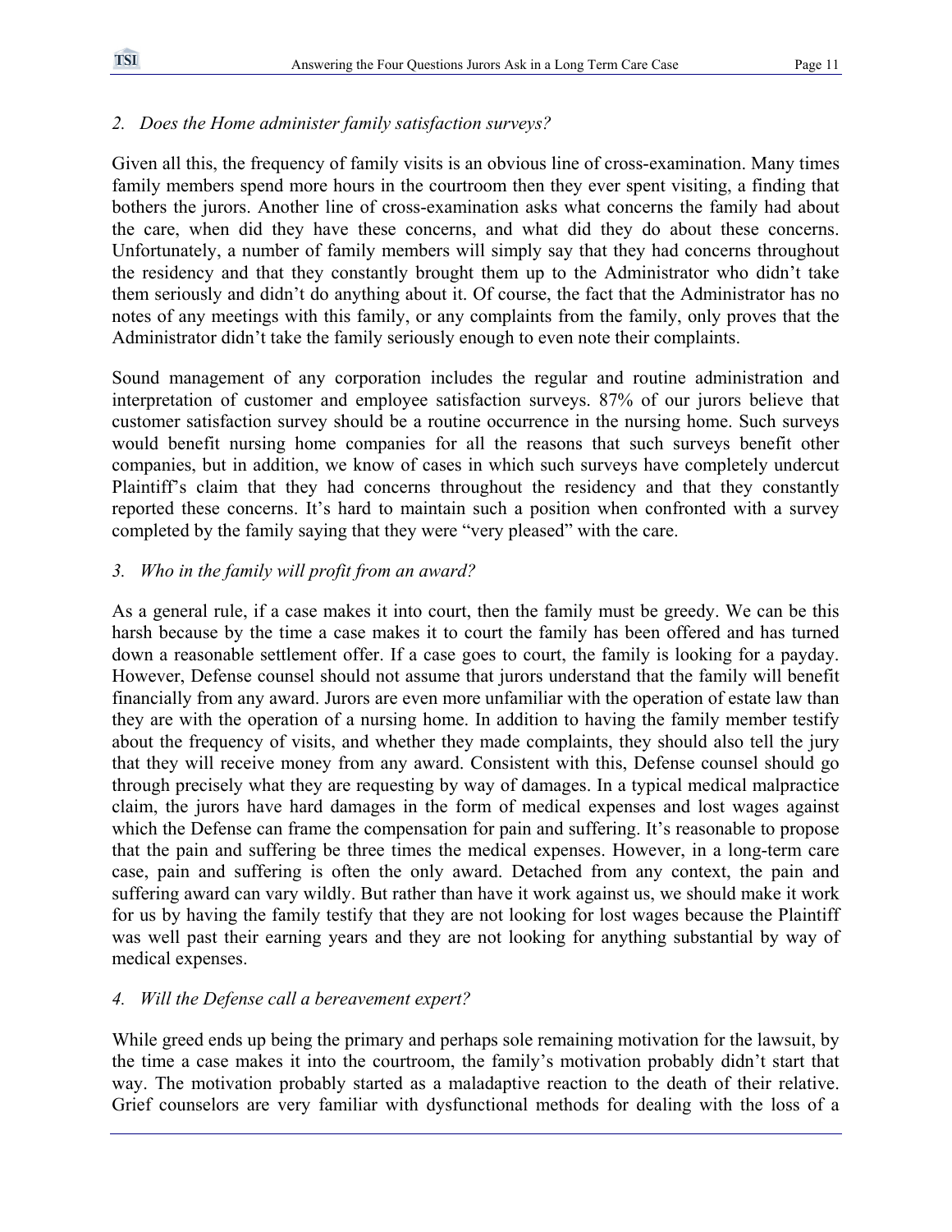*2. Does the Home administer family satisfaction surveys?*

Given all this, the frequency of family visits is an obvious line of cross-examination. Many times family members spend more hours in the courtroom then they ever spent visiting, a finding that bothers the jurors. Another line of cross-examination asks what concerns the family had about the care, when did they have these concerns, and what did they do about these concerns. Unfortunately, a number of family members will simply say that they had concerns throughout the residency and that they constantly brought them up to the Administrator who didn't take them seriously and didn't do anything about it. Of course, the fact that the Administrator has no notes of any meetings with this family, or any complaints from the family, only proves that the Administrator didn't take the family seriously enough to even note their complaints.

Sound management of any corporation includes the regular and routine administration and interpretation of customer and employee satisfaction surveys. 87% of our jurors believe that customer satisfaction survey should be a routine occurrence in the nursing home. Such surveys would benefit nursing home companies for all the reasons that such surveys benefit other companies, but in addition, we know of cases in which such surveys have completely undercut Plaintiff's claim that they had concerns throughout the residency and that they constantly reported these concerns. It's hard to maintain such a position when confronted with a survey completed by the family saying that they were "very pleased" with the care.

*3. Who in the family will profit from an award?*

As a general rule, if a case makes it into court, then the family must be greedy. We can be this harsh because by the time a case makes it to court the family has been offered and has turned down a reasonable settlement offer. If a case goes to court, the family is looking for a payday. However, Defense counsel should not assume that jurors understand that the family will benefit financially from any award. Jurors are even more unfamiliar with the operation of estate law than they are with the operation of a nursing home. In addition to having the family member testify about the frequency of visits, and whether they made complaints, they should also tell the jury that they will receive money from any award. Consistent with this, Defense counsel should go through precisely what they are requesting by way of damages. In a typical medical malpractice claim, the jurors have hard damages in the form of medical expenses and lost wages against which the Defense can frame the compensation for pain and suffering. It's reasonable to propose that the pain and suffering be three times the medical expenses. However, in a long-term care case, pain and suffering is often the only award. Detached from any context, the pain and suffering award can vary wildly. But rather than have it work against us, we should make it work for us by having the family testify that they are not looking for lost wages because the Plaintiff was well past their earning years and they are not looking for anything substantial by way of medical expenses.

*4. Will the Defense call a bereavement expert?*

While greed ends up being the primary and perhaps sole remaining motivation for the lawsuit, by the time a case makes it into the courtroom, the family's motivation probably didn't start that way. The motivation probably started as a maladaptive reaction to the death of their relative. Grief counselors are very familiar with dysfunctional methods for dealing with the loss of a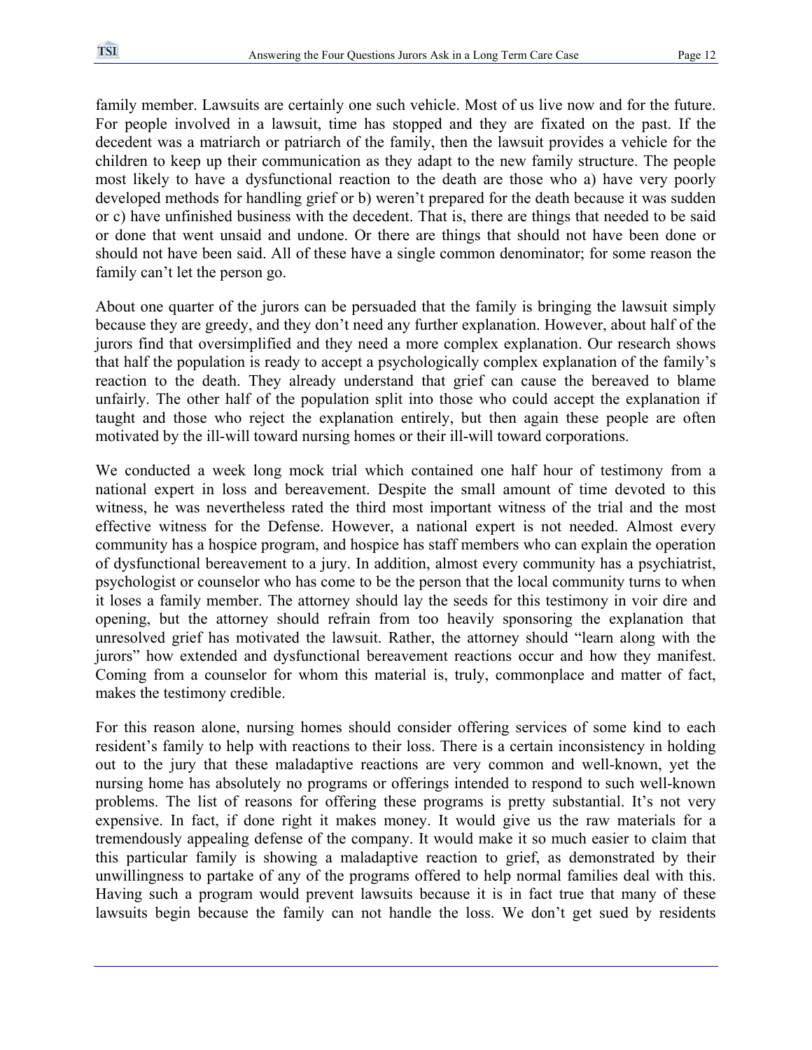family member. Lawsuits are certainly one such vehicle. Most of us live now and for the future. For people involved in a lawsuit, time has stopped and they are fixated on the past. If the decedent was a matriarch or patriarch of the family, then the lawsuit provides a vehicle for the children to keep up their communication as they adapt to the new family structure. The people most likely to have a dysfunctional reaction to the death are those who a) have very poorly developed methods for handling grief or b) weren't prepared for the death because it was sudden or c) have unfinished business with the decedent. That is, there are things that needed to be said or done that went unsaid and undone. Or there are things that should not have been done or should not have been said. All of these have a single common denominator; for some reason the family can't let the person go.

About one quarter of the jurors can be persuaded that the family is bringing the lawsuit simply because they are greedy, and they don't need any further explanation. However, about half of the jurors find that oversimplified and they need a more complex explanation. Our research shows that half the population is ready to accept a psychologically complex explanation of the family's reaction to the death. They already understand that grief can cause the bereaved to blame unfairly. The other half of the population split into those who could accept the explanation if taught and those who reject the explanation entirely, but then again these people are often motivated by the ill-will toward nursing homes or their ill-will toward corporations.

We conducted a week long mock trial which contained one half hour of testimony from a national expert in loss and bereavement. Despite the small amount of time devoted to this witness, he was nevertheless rated the third most important witness of the trial and the most effective witness for the Defense. However, a national expert is not needed. Almost every community has a hospice program, and hospice has staff members who can explain the operation of dysfunctional bereavement to a jury. In addition, almost every community has a psychiatrist, psychologist or counselor who has come to be the person that the local community turns to when it loses a family member. The attorney should lay the seeds for this testimony in voir dire and opening, but the attorney should refrain from too heavily sponsoring the explanation that unresolved grief has motivated the lawsuit. Rather, the attorney should "learn along with the jurors" how extended and dysfunctional bereavement reactions occur and how they manifest. Coming from a counselor for whom this material is, truly, commonplace and matter of fact, makes the testimony credible.

For this reason alone, nursing homes should consider offering services of some kind to each resident's family to help with reactions to their loss. There is a certain inconsistency in holding out to the jury that these maladaptive reactions are very common and well-known, yet the nursing home has absolutely no programs or offerings intended to respond to such well-known problems. The list of reasons for offering these programs is pretty substantial. It's not very expensive. In fact, if done right it makes money. It would give us the raw materials for a tremendously appealing defense of the company. It would make it so much easier to claim that this particular family is showing a maladaptive reaction to grief, as demonstrated by their unwillingness to partake of any of the programs offered to help normal families deal with this. Having such a program would prevent lawsuits because it is in fact true that many of these lawsuits begin because the family can not handle the loss. We don't get sued by residents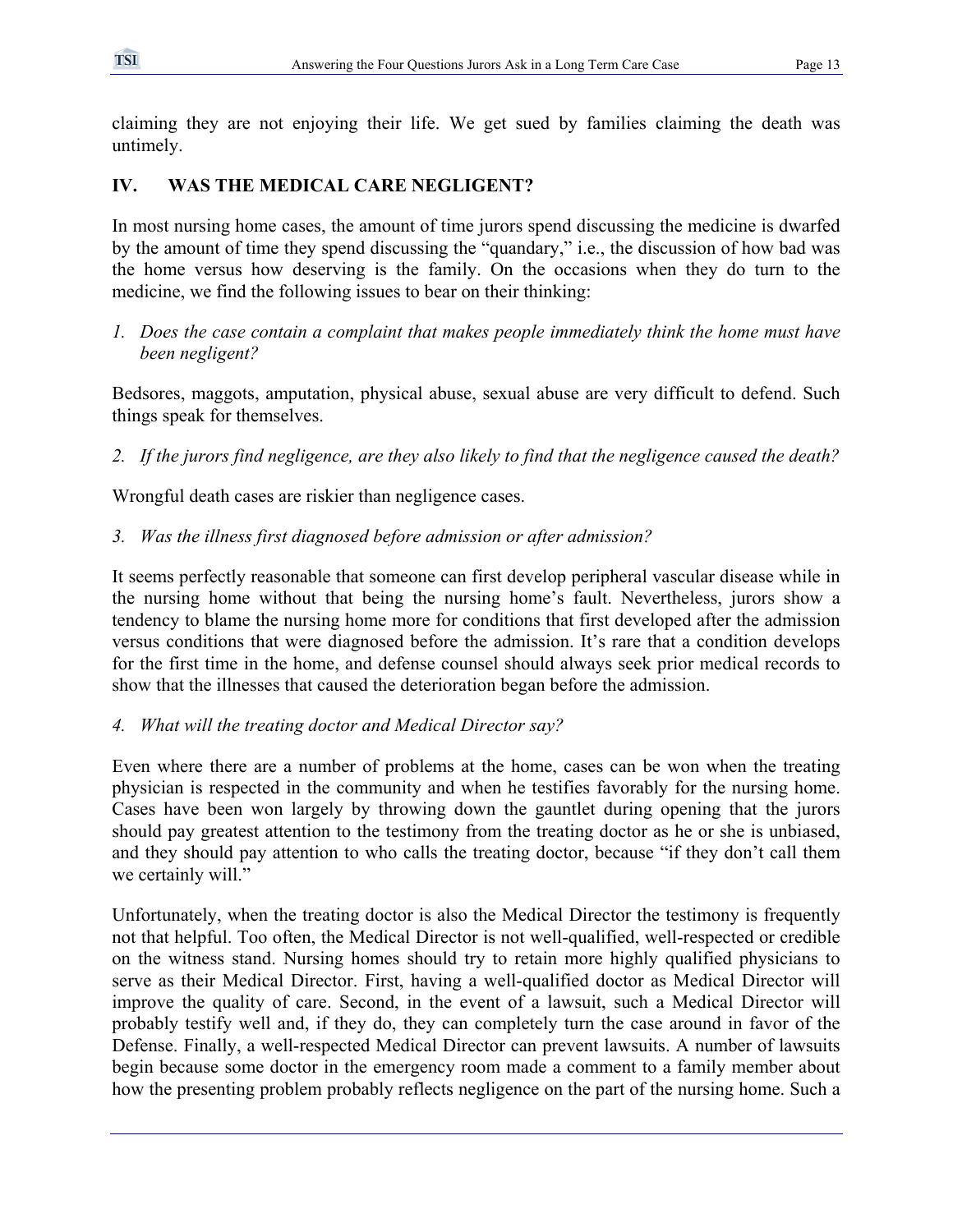claiming they are not enjoying their life. We get sued by families claiming the death was untimely.

## IV. WAS THE MEDICAL CARE NEGLIGENT?

In most nursing home cases, the amount of time jurors spend discussing the medicine is dwarfed by the amount of time they spend discussing the "quandary," i.e., the discussion of how bad was the home versus how deserving is the family. On the occasions when they do turn to the medicine, we find the following issues to bear on their thinking:

*1. Does the case contain a complaint that makes people immediately think the home must have been negligent?*

Bedsores, maggots, amputation, physical abuse, sexual abuse are very difficult to defend. Such things speak for themselves.

*2. If the jurors find negligence, are they also likely to find that the negligence caused the death?*

Wrongful death cases are riskier than negligence cases.

*3. Was the illness first diagnosed before admission or after admission?*

It seems perfectly reasonable that someone can first develop peripheral vascular disease while in the nursing home without that being the nursing home's fault. Nevertheless, jurors show a tendency to blame the nursing home more for conditions that first developed after the admission versus conditions that were diagnosed before the admission. It's rare that a condition develops for the first time in the home, and defense counsel should always seek prior medical records to show that the illnesses that caused the deterioration began before the admission.

*4. What will the treating doctor and Medical Director say?*

Even where there are a number of problems at the home, cases can be won when the treating physician is respected in the community and when he testifies favorably for the nursing home. Cases have been won largely by throwing down the gauntlet during opening that the jurors should pay greatest attention to the testimony from the treating doctor as he or she is unbiased, and they should pay attention to who calls the treating doctor, because "if they don't call them we certainly will."

Unfortunately, when the treating doctor is also the Medical Director the testimony is frequently not that helpful. Too often, the Medical Director is not well-qualified, well-respected or credible on the witness stand. Nursing homes should try to retain more highly qualified physicians to serve as their Medical Director. First, having a well-qualified doctor as Medical Director will improve the quality of care. Second, in the event of a lawsuit, such a Medical Director will probably testify well and, if they do, they can completely turn the case around in favor of the Defense. Finally, a well-respected Medical Director can prevent lawsuits. A number of lawsuits begin because some doctor in the emergency room made a comment to a family member about how the presenting problem probably reflects negligence on the part of the nursing home. Such a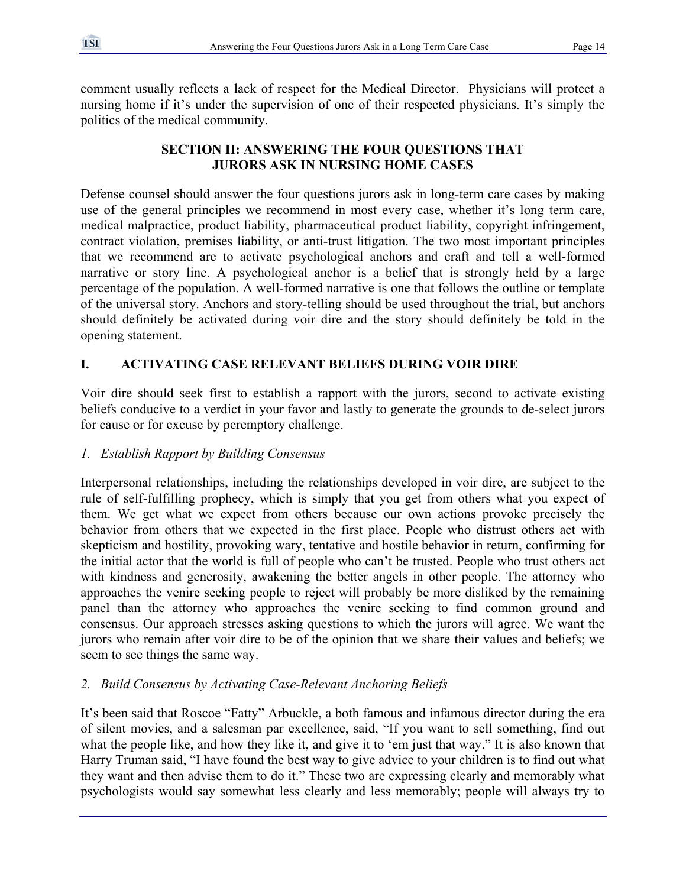comment usually reflects a lack of respect for the Medical Director. Physicians will protect a nursing home if it's under the supervision of one of their respected physicians. It's simply the politics of the medical community.

## SECTION II: ANSWERING THE FOUR QUESTIONS THAT JURORS ASK IN NURSING HOME CASES

Defense counsel should answer the four questions jurors ask in long-term care cases by making use of the general principles we recommend in most every case, whether it's long term care, medical malpractice, product liability, pharmaceutical product liability, copyright infringement, contract violation, premises liability, or anti-trust litigation. The two most important principles that we recommend are to activate psychological anchors and craft and tell a well-formed narrative or story line. A psychological anchor is a belief that is strongly held by a large percentage of the population. A well-formed narrative is one that follows the outline or template of the universal story. Anchors and story-telling should be used throughout the trial, but anchors should definitely be activated during voir dire and the story should definitely be told in the opening statement.

### I. ACTIVATING CASE RELEVANT BELIEFS DURING VOIR DIRE

Voir dire should seek first to establish a rapport with the jurors, second to activate existing beliefs conducive to a verdict in your favor and lastly to generate the grounds to de-select jurors for cause or for excuse by peremptory challenge.

#### *1. Establish Rapport by Building Consensus*

Interpersonal relationships, including the relationships developed in voir dire, are subject to the rule of self-fulfilling prophecy, which is simply that you get from others what you expect of them. We get what we expect from others because our own actions provoke precisely the behavior from others that we expected in the first place. People who distrust others act with skepticism and hostility, provoking wary, tentative and hostile behavior in return, confirming for the initial actor that the world is full of people who can't be trusted. People who trust others act with kindness and generosity, awakening the better angels in other people. The attorney who approaches the venire seeking people to reject will probably be more disliked by the remaining panel than the attorney who approaches the venire seeking to find common ground and consensus. Our approach stresses asking questions to which the jurors will agree. We want the jurors who remain after voir dire to be of the opinion that we share their values and beliefs; we seem to see things the same way.

#### *2. Build Consensus by Activating Case-Relevant Anchoring Beliefs*

It's been said that Roscoe "Fatty" Arbuckle, a both famous and infamous director during the era of silent movies, and a salesman par excellence, said, "If you want to sell something, find out what the people like, and how they like it, and give it to 'em just that way." It is also known that Harry Truman said, "I have found the best way to give advice to your children is to find out what they want and then advise them to do it." These two are expressing clearly and memorably what psychologists would say somewhat less clearly and less memorably; people will always try to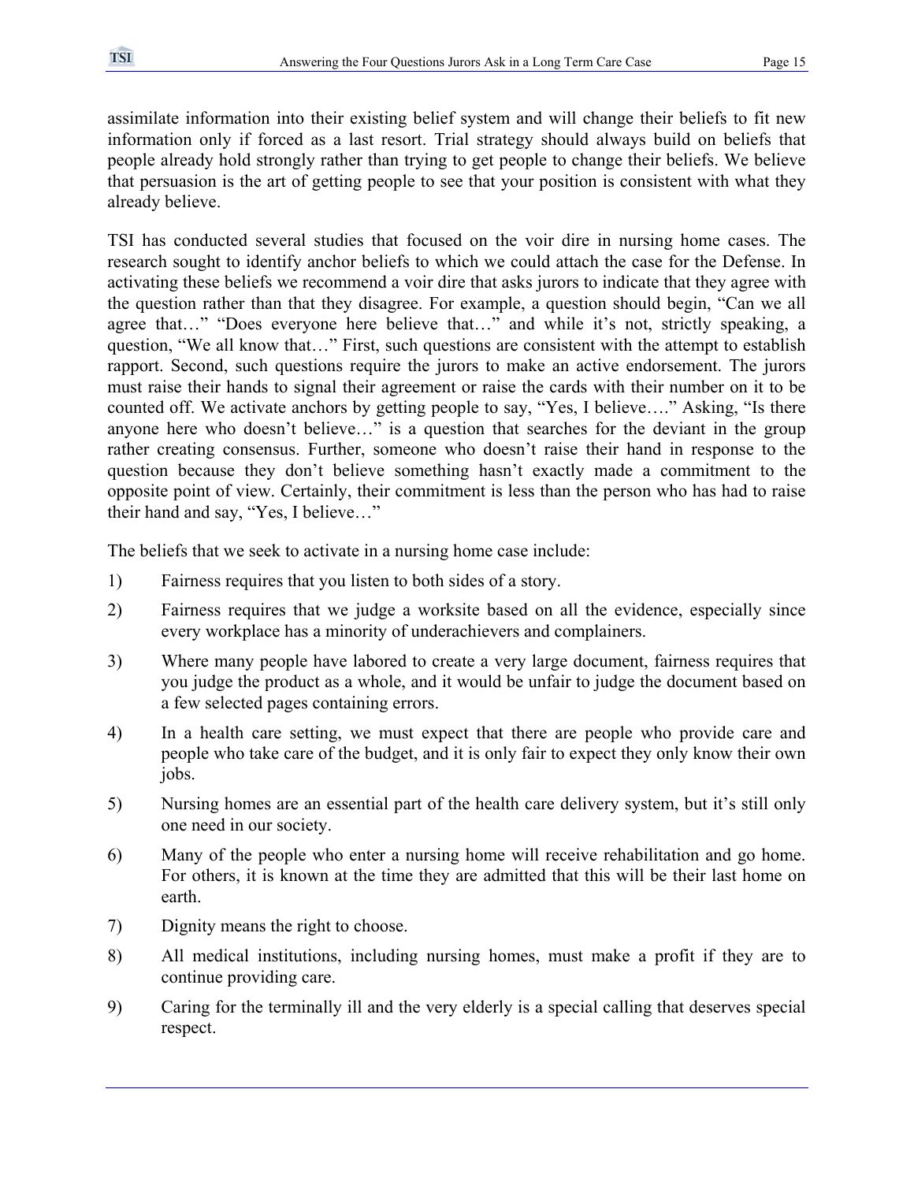assimilate information into their existing belief system and will change their beliefs to fit new information only if forced as a last resort. Trial strategy should always build on beliefs that people already hold strongly rather than trying to get people to change their beliefs. We believe that persuasion is the art of getting people to see that your position is consistent with what they already believe.

TSI has conducted several studies that focused on the voir dire in nursing home cases. The research sought to identify anchor beliefs to which we could attach the case for the Defense. In activating these beliefs we recommend a voir dire that asks jurors to indicate that they agree with the question rather than that they disagree. For example, a question should begin, "Can we all agree that…" "Does everyone here believe that…" and while it's not, strictly speaking, a question, "We all know that…" First, such questions are consistent with the attempt to establish rapport. Second, such questions require the jurors to make an active endorsement. The jurors must raise their hands to signal their agreement or raise the cards with their number on it to be counted off. We activate anchors by getting people to say, "Yes, I believe…." Asking, "Is there anyone here who doesn't believe…" is a question that searches for the deviant in the group rather creating consensus. Further, someone who doesn't raise their hand in response to the question because they don't believe something hasn't exactly made a commitment to the opposite point of view. Certainly, their commitment is less than the person who has had to raise their hand and say, "Yes, I believe…"

The beliefs that we seek to activate in a nursing home case include:

1) Fairness requires that you listen to both sides of a story.
2) Fairness requires that we judge a worksite based on all the evidence, especially since every workplace has a minority of underachievers and complainers.
3) Where many people have labored to create a very large document, fairness requires that you judge the product as a whole, and it would be unfair to judge the document based on a few selected pages containing errors.
4) In a health care setting, we must expect that there are people who provide care and people who take care of the budget, and it is only fair to expect they only know their own jobs.
5) Nursing homes are an essential part of the health care delivery system, but it's still only one need in our society.
6) Many of the people who enter a nursing home will receive rehabilitation and go home. For others, it is known at the time they are admitted that this will be their last home on earth.
7) Dignity means the right to choose.
8) All medical institutions, including nursing homes, must make a profit if they are to continue providing care.
9) Caring for the terminally ill and the very elderly is a special calling that deserves special respect.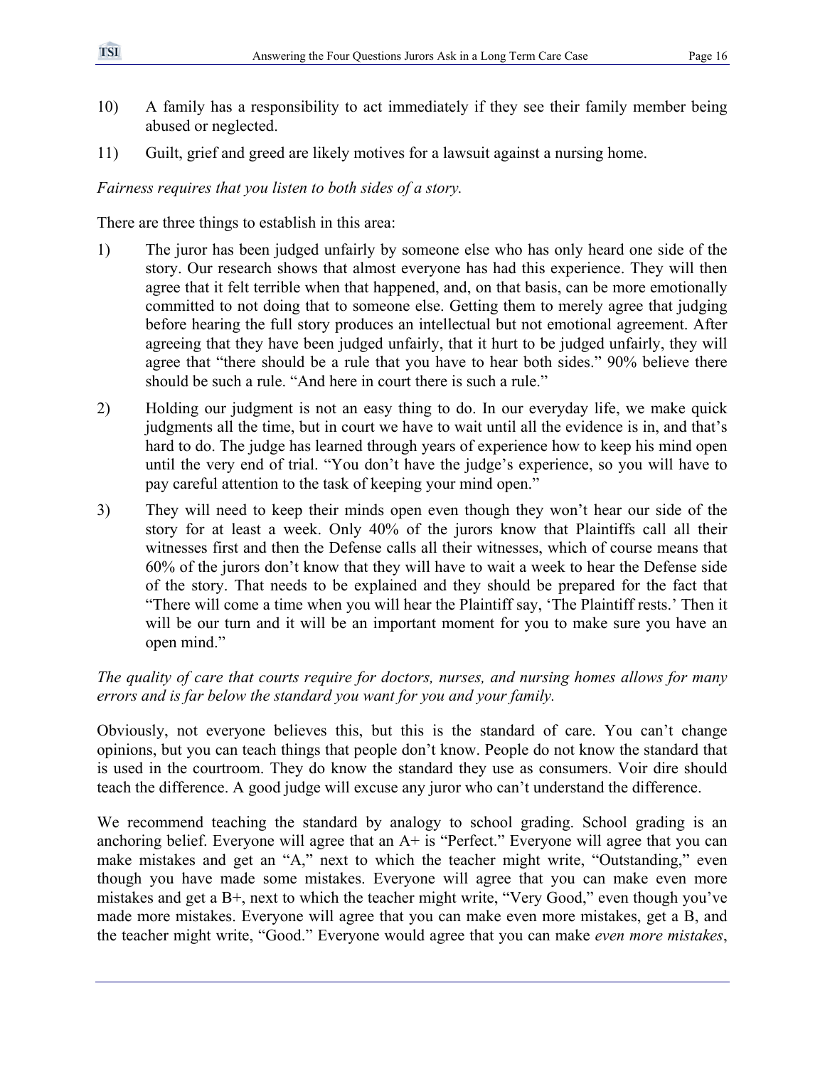10) A family has a responsibility to act immediately if they see their family member being abused or neglected.

11) Guilt, grief and greed are likely motives for a lawsuit against a nursing home.

*Fairness requires that you listen to both sides of a story.*

There are three things to establish in this area:

1) The juror has been judged unfairly by someone else who has only heard one side of the story. Our research shows that almost everyone has had this experience. They will then agree that it felt terrible when that happened, and, on that basis, can be more emotionally committed to not doing that to someone else. Getting them to merely agree that judging before hearing the full story produces an intellectual but not emotional agreement. After agreeing that they have been judged unfairly, that it hurt to be judged unfairly, they will agree that "there should be a rule that you have to hear both sides." 90% believe there should be such a rule. "And here in court there is such a rule."

2) Holding our judgment is not an easy thing to do. In our everyday life, we make quick judgments all the time, but in court we have to wait until all the evidence is in, and that's hard to do. The judge has learned through years of experience how to keep his mind open until the very end of trial. "You don't have the judge's experience, so you will have to pay careful attention to the task of keeping your mind open."

3) They will need to keep their minds open even though they won't hear our side of the story for at least a week. Only 40% of the jurors know that Plaintiffs call all their witnesses first and then the Defense calls all their witnesses, which of course means that 60% of the jurors don't know that they will have to wait a week to hear the Defense side of the story. That needs to be explained and they should be prepared for the fact that "There will come a time when you will hear the Plaintiff say, 'The Plaintiff rests.' Then it will be our turn and it will be an important moment for you to make sure you have an open mind."

*The quality of care that courts require for doctors, nurses, and nursing homes allows for many errors and is far below the standard you want for you and your family.*

Obviously, not everyone believes this, but this is the standard of care. You can't change opinions, but you can teach things that people don't know. People do not know the standard that is used in the courtroom. They do know the standard they use as consumers. Voir dire should teach the difference. A good judge will excuse any juror who can't understand the difference.

We recommend teaching the standard by analogy to school grading. School grading is an anchoring belief. Everyone will agree that an A+ is "Perfect." Everyone will agree that you can make mistakes and get an "A," next to which the teacher might write, "Outstanding," even though you have made some mistakes. Everyone will agree that you can make even more mistakes and get a B+, next to which the teacher might write, "Very Good," even though you've made more mistakes. Everyone will agree that you can make even more mistakes, get a B, and the teacher might write, "Good." Everyone would agree that you can make *even more mistakes*,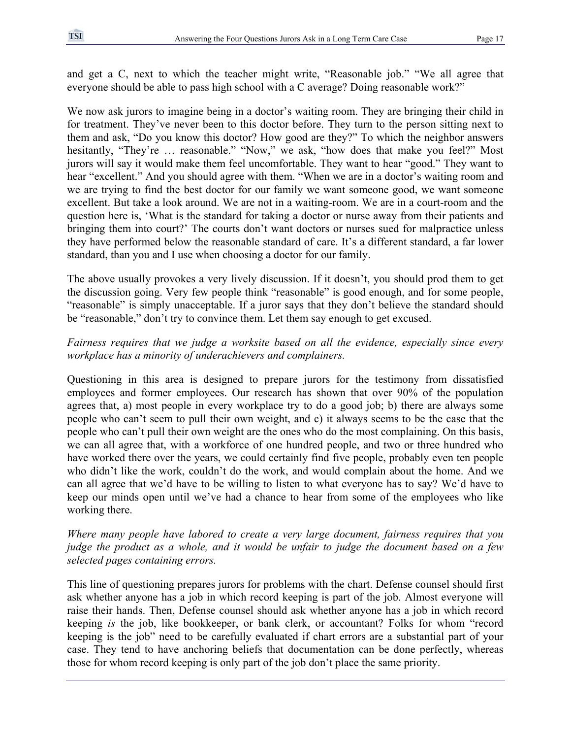and get a C, next to which the teacher might write, "Reasonable job." "We all agree that everyone should be able to pass high school with a C average? Doing reasonable work?"

We now ask jurors to imagine being in a doctor's waiting room. They are bringing their child in for treatment. They've never been to this doctor before. They turn to the person sitting next to them and ask, "Do you know this doctor? How good are they?" To which the neighbor answers hesitantly, "They're … reasonable." "Now," we ask, "how does that make you feel?" Most jurors will say it would make them feel uncomfortable. They want to hear "good." They want to hear "excellent." And you should agree with them. "When we are in a doctor's waiting room and we are trying to find the best doctor for our family we want someone good, we want someone excellent. But take a look around. We are not in a waiting-room. We are in a court-room and the question here is, 'What is the standard for taking a doctor or nurse away from their patients and bringing them into court?' The courts don't want doctors or nurses sued for malpractice unless they have performed below the reasonable standard of care. It's a different standard, a far lower standard, than you and I use when choosing a doctor for our family.

The above usually provokes a very lively discussion. If it doesn't, you should prod them to get the discussion going. Very few people think "reasonable" is good enough, and for some people, "reasonable" is simply unacceptable. If a juror says that they don't believe the standard should be "reasonable," don't try to convince them. Let them say enough to get excused.

*Fairness requires that we judge a worksite based on all the evidence, especially since every workplace has a minority of underachievers and complainers.*

Questioning in this area is designed to prepare jurors for the testimony from dissatisfied employees and former employees. Our research has shown that over 90% of the population agrees that, a) most people in every workplace try to do a good job; b) there are always some people who can't seem to pull their own weight, and c) it always seems to be the case that the people who can't pull their own weight are the ones who do the most complaining. On this basis, we can all agree that, with a workforce of one hundred people, and two or three hundred who have worked there over the years, we could certainly find five people, probably even ten people who didn't like the work, couldn't do the work, and would complain about the home. And we can all agree that we'd have to be willing to listen to what everyone has to say? We'd have to keep our minds open until we've had a chance to hear from some of the employees who like working there.

*Where many people have labored to create a very large document, fairness requires that you judge the product as a whole, and it would be unfair to judge the document based on a few selected pages containing errors.*

This line of questioning prepares jurors for problems with the chart. Defense counsel should first ask whether anyone has a job in which record keeping is part of the job. Almost everyone will raise their hands. Then, Defense counsel should ask whether anyone has a job in which record keeping *is* the job, like bookkeeper, or bank clerk, or accountant? Folks for whom "record keeping is the job" need to be carefully evaluated if chart errors are a substantial part of your case. They tend to have anchoring beliefs that documentation can be done perfectly, whereas those for whom record keeping is only part of the job don't place the same priority.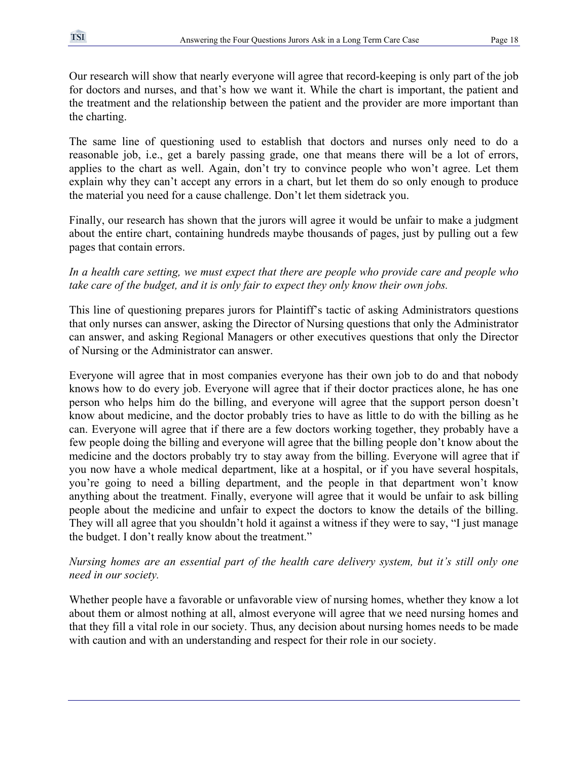Our research will show that nearly everyone will agree that record-keeping is only part of the job for doctors and nurses, and that's how we want it. While the chart is important, the patient and the treatment and the relationship between the patient and the provider are more important than the charting.

The same line of questioning used to establish that doctors and nurses only need to do a reasonable job, i.e., get a barely passing grade, one that means there will be a lot of errors, applies to the chart as well. Again, don't try to convince people who won't agree. Let them explain why they can't accept any errors in a chart, but let them do so only enough to produce the material you need for a cause challenge. Don't let them sidetrack you.

Finally, our research has shown that the jurors will agree it would be unfair to make a judgment about the entire chart, containing hundreds maybe thousands of pages, just by pulling out a few pages that contain errors.

*In a health care setting, we must expect that there are people who provide care and people who take care of the budget, and it is only fair to expect they only know their own jobs.*

This line of questioning prepares jurors for Plaintiff's tactic of asking Administrators questions that only nurses can answer, asking the Director of Nursing questions that only the Administrator can answer, and asking Regional Managers or other executives questions that only the Director of Nursing or the Administrator can answer.

Everyone will agree that in most companies everyone has their own job to do and that nobody knows how to do every job. Everyone will agree that if their doctor practices alone, he has one person who helps him do the billing, and everyone will agree that the support person doesn't know about medicine, and the doctor probably tries to have as little to do with the billing as he can. Everyone will agree that if there are a few doctors working together, they probably have a few people doing the billing and everyone will agree that the billing people don't know about the medicine and the doctors probably try to stay away from the billing. Everyone will agree that if you now have a whole medical department, like at a hospital, or if you have several hospitals, you're going to need a billing department, and the people in that department won't know anything about the treatment. Finally, everyone will agree that it would be unfair to ask billing people about the medicine and unfair to expect the doctors to know the details of the billing. They will all agree that you shouldn't hold it against a witness if they were to say, "I just manage the budget. I don't really know about the treatment."

*Nursing homes are an essential part of the health care delivery system, but it's still only one need in our society.*

Whether people have a favorable or unfavorable view of nursing homes, whether they know a lot about them or almost nothing at all, almost everyone will agree that we need nursing homes and that they fill a vital role in our society. Thus, any decision about nursing homes needs to be made with caution and with an understanding and respect for their role in our society.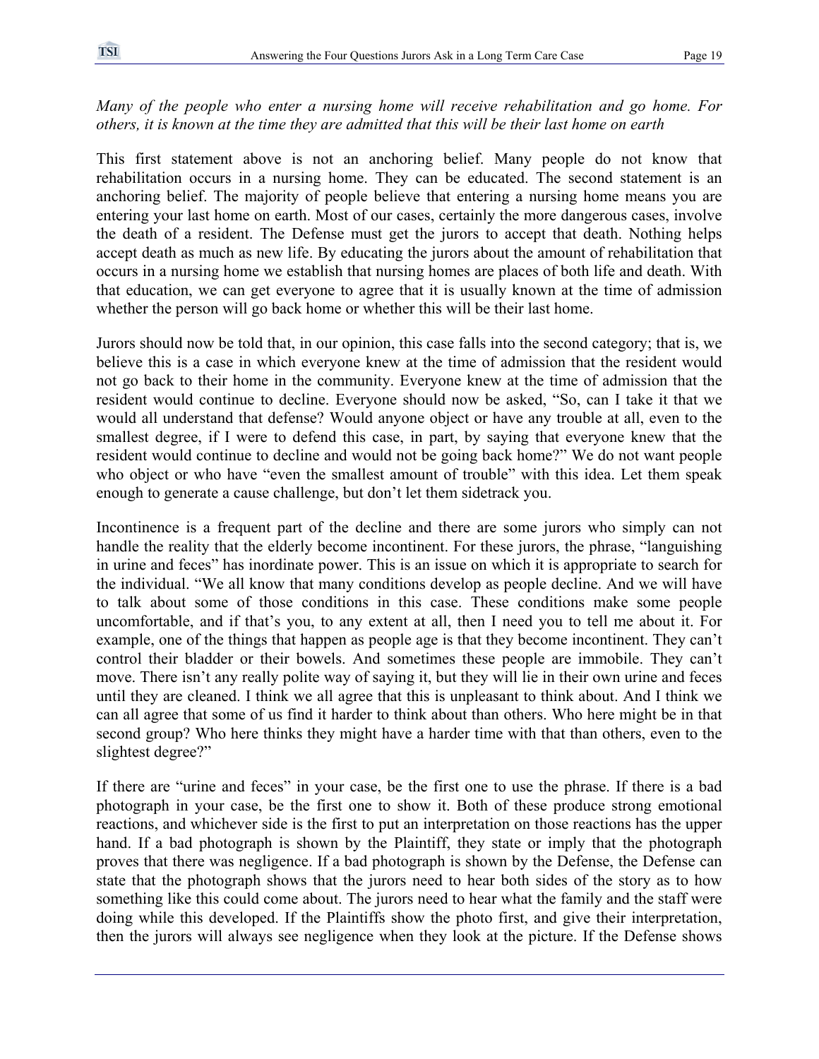*Many of the people who enter a nursing home will receive rehabilitation and go home. For others, it is known at the time they are admitted that this will be their last home on earth*

This first statement above is not an anchoring belief. Many people do not know that rehabilitation occurs in a nursing home. They can be educated. The second statement is an anchoring belief. The majority of people believe that entering a nursing home means you are entering your last home on earth. Most of our cases, certainly the more dangerous cases, involve the death of a resident. The Defense must get the jurors to accept that death. Nothing helps accept death as much as new life. By educating the jurors about the amount of rehabilitation that occurs in a nursing home we establish that nursing homes are places of both life and death. With that education, we can get everyone to agree that it is usually known at the time of admission whether the person will go back home or whether this will be their last home.

Jurors should now be told that, in our opinion, this case falls into the second category; that is, we believe this is a case in which everyone knew at the time of admission that the resident would not go back to their home in the community. Everyone knew at the time of admission that the resident would continue to decline. Everyone should now be asked, "So, can I take it that we would all understand that defense? Would anyone object or have any trouble at all, even to the smallest degree, if I were to defend this case, in part, by saying that everyone knew that the resident would continue to decline and would not be going back home?" We do not want people who object or who have "even the smallest amount of trouble" with this idea. Let them speak enough to generate a cause challenge, but don't let them sidetrack you.

Incontinence is a frequent part of the decline and there are some jurors who simply can not handle the reality that the elderly become incontinent. For these jurors, the phrase, "languishing in urine and feces" has inordinate power. This is an issue on which it is appropriate to search for the individual. "We all know that many conditions develop as people decline. And we will have to talk about some of those conditions in this case. These conditions make some people uncomfortable, and if that's you, to any extent at all, then I need you to tell me about it. For example, one of the things that happen as people age is that they become incontinent. They can't control their bladder or their bowels. And sometimes these people are immobile. They can't move. There isn't any really polite way of saying it, but they will lie in their own urine and feces until they are cleaned. I think we all agree that this is unpleasant to think about. And I think we can all agree that some of us find it harder to think about than others. Who here might be in that second group? Who here thinks they might have a harder time with that than others, even to the slightest degree?"

If there are "urine and feces" in your case, be the first one to use the phrase. If there is a bad photograph in your case, be the first one to show it. Both of these produce strong emotional reactions, and whichever side is the first to put an interpretation on those reactions has the upper hand. If a bad photograph is shown by the Plaintiff, they state or imply that the photograph proves that there was negligence. If a bad photograph is shown by the Defense, the Defense can state that the photograph shows that the jurors need to hear both sides of the story as to how something like this could come about. The jurors need to hear what the family and the staff were doing while this developed. If the Plaintiffs show the photo first, and give their interpretation, then the jurors will always see negligence when they look at the picture. If the Defense shows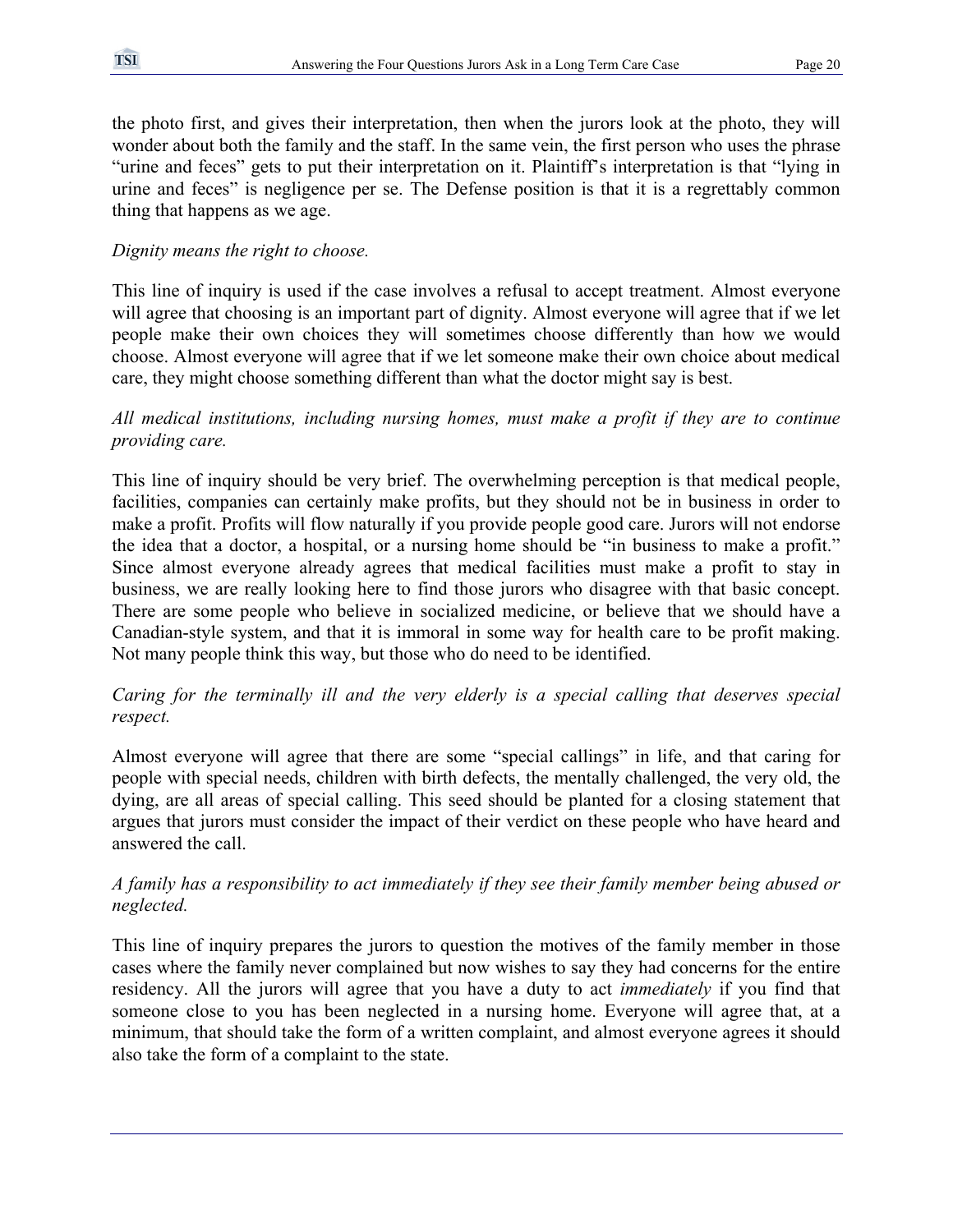the photo first, and gives their interpretation, then when the jurors look at the photo, they will wonder about both the family and the staff. In the same vein, the first person who uses the phrase "urine and feces" gets to put their interpretation on it. Plaintiff's interpretation is that "lying in urine and feces" is negligence per se. The Defense position is that it is a regrettably common thing that happens as we age.

*Dignity means the right to choose.*

This line of inquiry is used if the case involves a refusal to accept treatment. Almost everyone will agree that choosing is an important part of dignity. Almost everyone will agree that if we let people make their own choices they will sometimes choose differently than how we would choose. Almost everyone will agree that if we let someone make their own choice about medical care, they might choose something different than what the doctor might say is best.

*All medical institutions, including nursing homes, must make a profit if they are to continue providing care.*

This line of inquiry should be very brief. The overwhelming perception is that medical people, facilities, companies can certainly make profits, but they should not be in business in order to make a profit. Profits will flow naturally if you provide people good care. Jurors will not endorse the idea that a doctor, a hospital, or a nursing home should be "in business to make a profit." Since almost everyone already agrees that medical facilities must make a profit to stay in business, we are really looking here to find those jurors who disagree with that basic concept. There are some people who believe in socialized medicine, or believe that we should have a Canadian-style system, and that it is immoral in some way for health care to be profit making. Not many people think this way, but those who do need to be identified.

*Caring for the terminally ill and the very elderly is a special calling that deserves special respect.*

Almost everyone will agree that there are some "special callings" in life, and that caring for people with special needs, children with birth defects, the mentally challenged, the very old, the dying, are all areas of special calling. This seed should be planted for a closing statement that argues that jurors must consider the impact of their verdict on these people who have heard and answered the call.

*A family has a responsibility to act immediately if they see their family member being abused or neglected.*

This line of inquiry prepares the jurors to question the motives of the family member in those cases where the family never complained but now wishes to say they had concerns for the entire residency. All the jurors will agree that you have a duty to act *immediately* if you find that someone close to you has been neglected in a nursing home. Everyone will agree that, at a minimum, that should take the form of a written complaint, and almost everyone agrees it should also take the form of a complaint to the state.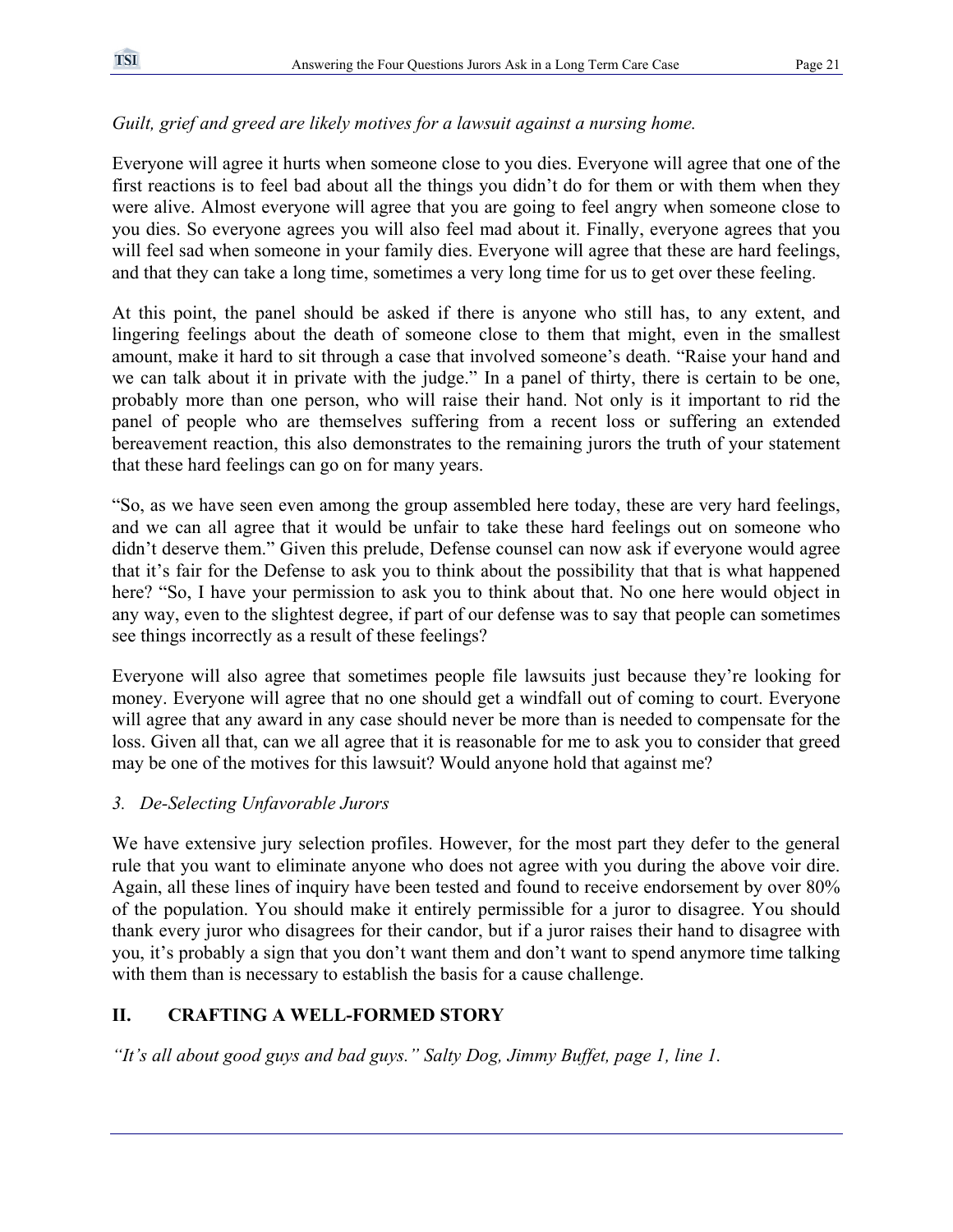*Guilt, grief and greed are likely motives for a lawsuit against a nursing home.*

Everyone will agree it hurts when someone close to you dies. Everyone will agree that one of the first reactions is to feel bad about all the things you didn't do for them or with them when they were alive. Almost everyone will agree that you are going to feel angry when someone close to you dies. So everyone agrees you will also feel mad about it. Finally, everyone agrees that you will feel sad when someone in your family dies. Everyone will agree that these are hard feelings, and that they can take a long time, sometimes a very long time for us to get over these feeling.

At this point, the panel should be asked if there is anyone who still has, to any extent, and lingering feelings about the death of someone close to them that might, even in the smallest amount, make it hard to sit through a case that involved someone's death. "Raise your hand and we can talk about it in private with the judge." In a panel of thirty, there is certain to be one, probably more than one person, who will raise their hand. Not only is it important to rid the panel of people who are themselves suffering from a recent loss or suffering an extended bereavement reaction, this also demonstrates to the remaining jurors the truth of your statement that these hard feelings can go on for many years.

"So, as we have seen even among the group assembled here today, these are very hard feelings, and we can all agree that it would be unfair to take these hard feelings out on someone who didn't deserve them." Given this prelude, Defense counsel can now ask if everyone would agree that it's fair for the Defense to ask you to think about the possibility that that is what happened here? "So, I have your permission to ask you to think about that. No one here would object in any way, even to the slightest degree, if part of our defense was to say that people can sometimes see things incorrectly as a result of these feelings?

Everyone will also agree that sometimes people file lawsuits just because they're looking for money. Everyone will agree that no one should get a windfall out of coming to court. Everyone will agree that any award in any case should never be more than is needed to compensate for the loss. Given all that, can we all agree that it is reasonable for me to ask you to consider that greed may be one of the motives for this lawsuit? Would anyone hold that against me?

### *3. De-Selecting Unfavorable Jurors*

We have extensive jury selection profiles. However, for the most part they defer to the general rule that you want to eliminate anyone who does not agree with you during the above voir dire. Again, all these lines of inquiry have been tested and found to receive endorsement by over 80% of the population. You should make it entirely permissible for a juror to disagree. You should thank every juror who disagrees for their candor, but if a juror raises their hand to disagree with you, it's probably a sign that you don't want them and don't want to spend anymore time talking with them than is necessary to establish the basis for a cause challenge.

## II. CRAFTING A WELL-FORMED STORY

*"It's all about good guys and bad guys." Salty Dog, Jimmy Buffet, page 1, line 1.*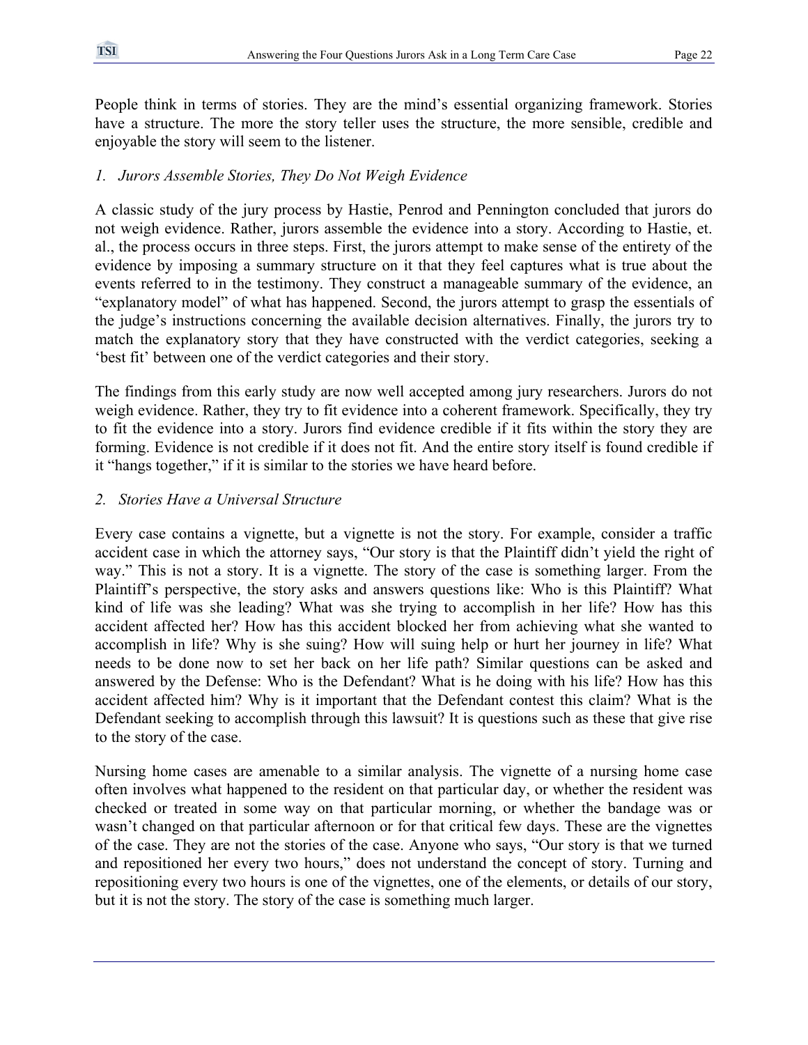People think in terms of stories. They are the mind's essential organizing framework. Stories have a structure. The more the story teller uses the structure, the more sensible, credible and enjoyable the story will seem to the listener.

*1. Jurors Assemble Stories, They Do Not Weigh Evidence*

A classic study of the jury process by Hastie, Penrod and Pennington concluded that jurors do not weigh evidence. Rather, jurors assemble the evidence into a story. According to Hastie, et. al., the process occurs in three steps. First, the jurors attempt to make sense of the entirety of the evidence by imposing a summary structure on it that they feel captures what is true about the events referred to in the testimony. They construct a manageable summary of the evidence, an "explanatory model" of what has happened. Second, the jurors attempt to grasp the essentials of the judge's instructions concerning the available decision alternatives. Finally, the jurors try to match the explanatory story that they have constructed with the verdict categories, seeking a 'best fit' between one of the verdict categories and their story.

The findings from this early study are now well accepted among jury researchers. Jurors do not weigh evidence. Rather, they try to fit evidence into a coherent framework. Specifically, they try to fit the evidence into a story. Jurors find evidence credible if it fits within the story they are forming. Evidence is not credible if it does not fit. And the entire story itself is found credible if it "hangs together," if it is similar to the stories we have heard before.

*2. Stories Have a Universal Structure*

Every case contains a vignette, but a vignette is not the story. For example, consider a traffic accident case in which the attorney says, "Our story is that the Plaintiff didn't yield the right of way." This is not a story. It is a vignette. The story of the case is something larger. From the Plaintiff's perspective, the story asks and answers questions like: Who is this Plaintiff? What kind of life was she leading? What was she trying to accomplish in her life? How has this accident affected her? How has this accident blocked her from achieving what she wanted to accomplish in life? Why is she suing? How will suing help or hurt her journey in life? What needs to be done now to set her back on her life path? Similar questions can be asked and answered by the Defense: Who is the Defendant? What is he doing with his life? How has this accident affected him? Why is it important that the Defendant contest this claim? What is the Defendant seeking to accomplish through this lawsuit? It is questions such as these that give rise to the story of the case.

Nursing home cases are amenable to a similar analysis. The vignette of a nursing home case often involves what happened to the resident on that particular day, or whether the resident was checked or treated in some way on that particular morning, or whether the bandage was or wasn't changed on that particular afternoon or for that critical few days. These are the vignettes of the case. They are not the stories of the case. Anyone who says, "Our story is that we turned and repositioned her every two hours," does not understand the concept of story. Turning and repositioning every two hours is one of the vignettes, one of the elements, or details of our story, but it is not the story. The story of the case is something much larger.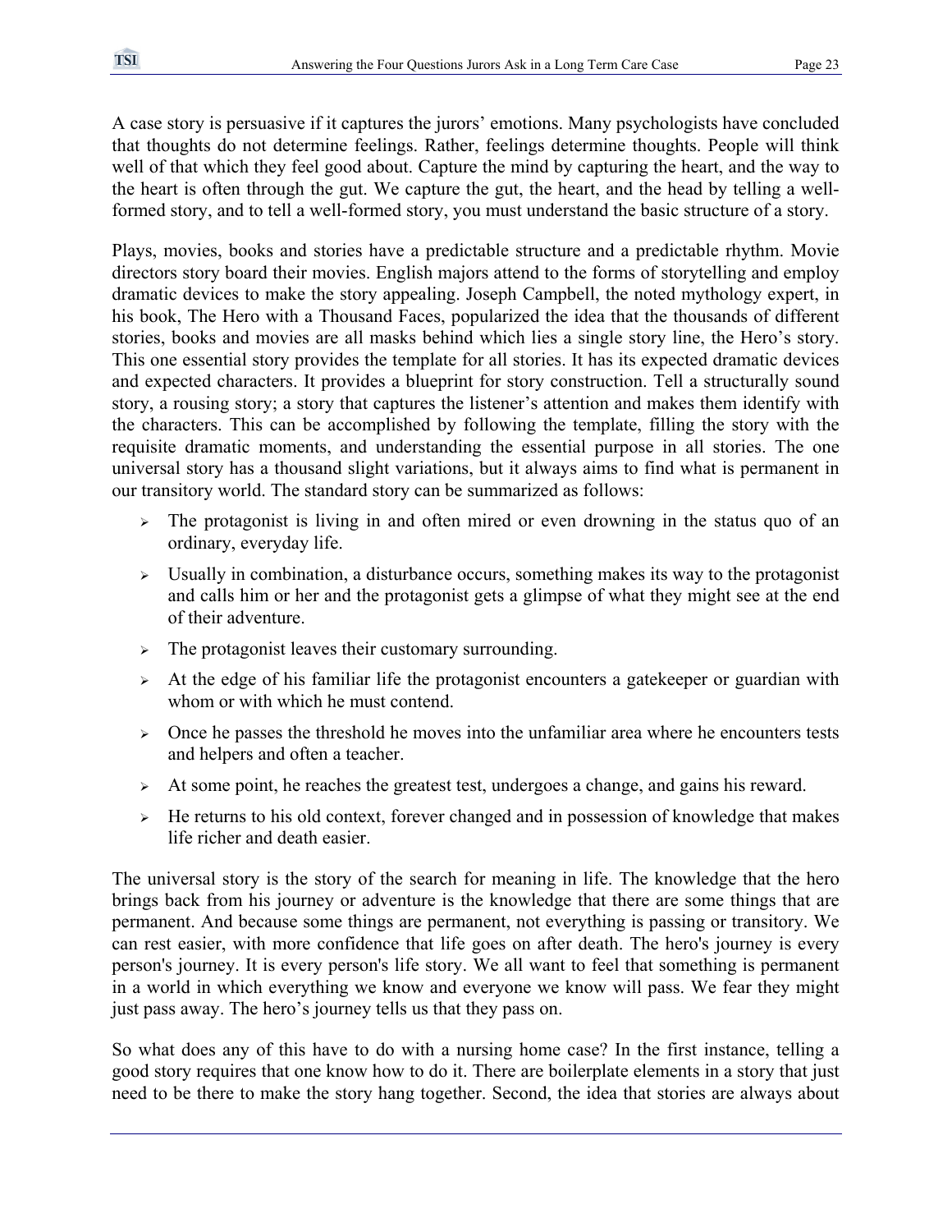A case story is persuasive if it captures the jurors' emotions. Many psychologists have concluded that thoughts do not determine feelings. Rather, feelings determine thoughts. People will think well of that which they feel good about. Capture the mind by capturing the heart, and the way to the heart is often through the gut. We capture the gut, the heart, and the head by telling a well-formed story, and to tell a well-formed story, you must understand the basic structure of a story.

Plays, movies, books and stories have a predictable structure and a predictable rhythm. Movie directors story board their movies. English majors attend to the forms of storytelling and employ dramatic devices to make the story appealing. Joseph Campbell, the noted mythology expert, in his book, The Hero with a Thousand Faces, popularized the idea that the thousands of different stories, books and movies are all masks behind which lies a single story line, the Hero's story. This one essential story provides the template for all stories. It has its expected dramatic devices and expected characters. It provides a blueprint for story construction. Tell a structurally sound story, a rousing story; a story that captures the listener's attention and makes them identify with the characters. This can be accomplished by following the template, filling the story with the requisite dramatic moments, and understanding the essential purpose in all stories. The one universal story has a thousand slight variations, but it always aims to find what is permanent in our transitory world. The standard story can be summarized as follows:

- The protagonist is living in and often mired or even drowning in the status quo of an ordinary, everyday life.
- Usually in combination, a disturbance occurs, something makes its way to the protagonist and calls him or her and the protagonist gets a glimpse of what they might see at the end of their adventure.
- The protagonist leaves their customary surrounding.
- At the edge of his familiar life the protagonist encounters a gatekeeper or guardian with whom or with which he must contend.
- Once he passes the threshold he moves into the unfamiliar area where he encounters tests and helpers and often a teacher.
- At some point, he reaches the greatest test, undergoes a change, and gains his reward.
- He returns to his old context, forever changed and in possession of knowledge that makes life richer and death easier.

The universal story is the story of the search for meaning in life. The knowledge that the hero brings back from his journey or adventure is the knowledge that there are some things that are permanent. And because some things are permanent, not everything is passing or transitory. We can rest easier, with more confidence that life goes on after death. The hero's journey is every person's journey. It is every person's life story. We all want to feel that something is permanent in a world in which everything we know and everyone we know will pass. We fear they might just pass away. The hero's journey tells us that they pass on.

So what does any of this have to do with a nursing home case? In the first instance, telling a good story requires that one know how to do it. There are boilerplate elements in a story that just need to be there to make the story hang together. Second, the idea that stories are always about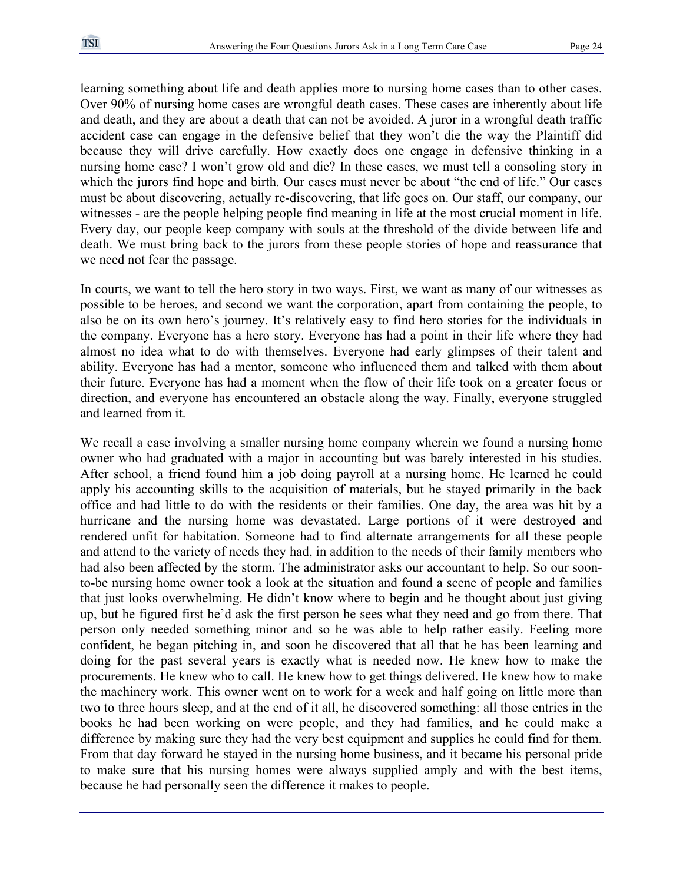learning something about life and death applies more to nursing home cases than to other cases. Over 90% of nursing home cases are wrongful death cases. These cases are inherently about life and death, and they are about a death that can not be avoided. A juror in a wrongful death traffic accident case can engage in the defensive belief that they won't die the way the Plaintiff did because they will drive carefully. How exactly does one engage in defensive thinking in a nursing home case? I won't grow old and die? In these cases, we must tell a consoling story in which the jurors find hope and birth. Our cases must never be about "the end of life." Our cases must be about discovering, actually re-discovering, that life goes on. Our staff, our company, our witnesses - are the people helping people find meaning in life at the most crucial moment in life. Every day, our people keep company with souls at the threshold of the divide between life and death. We must bring back to the jurors from these people stories of hope and reassurance that we need not fear the passage.

In courts, we want to tell the hero story in two ways. First, we want as many of our witnesses as possible to be heroes, and second we want the corporation, apart from containing the people, to also be on its own hero's journey. It's relatively easy to find hero stories for the individuals in the company. Everyone has a hero story. Everyone has had a point in their life where they had almost no idea what to do with themselves. Everyone had early glimpses of their talent and ability. Everyone has had a mentor, someone who influenced them and talked with them about their future. Everyone has had a moment when the flow of their life took on a greater focus or direction, and everyone has encountered an obstacle along the way. Finally, everyone struggled and learned from it.

We recall a case involving a smaller nursing home company wherein we found a nursing home owner who had graduated with a major in accounting but was barely interested in his studies. After school, a friend found him a job doing payroll at a nursing home. He learned he could apply his accounting skills to the acquisition of materials, but he stayed primarily in the back office and had little to do with the residents or their families. One day, the area was hit by a hurricane and the nursing home was devastated. Large portions of it were destroyed and rendered unfit for habitation. Someone had to find alternate arrangements for all these people and attend to the variety of needs they had, in addition to the needs of their family members who had also been affected by the storm. The administrator asks our accountant to help. So our soon-to-be nursing home owner took a look at the situation and found a scene of people and families that just looks overwhelming. He didn't know where to begin and he thought about just giving up, but he figured first he'd ask the first person he sees what they need and go from there. That person only needed something minor and so he was able to help rather easily. Feeling more confident, he began pitching in, and soon he discovered that all that he has been learning and doing for the past several years is exactly what is needed now. He knew how to make the procurements. He knew who to call. He knew how to get things delivered. He knew how to make the machinery work. This owner went on to work for a week and half going on little more than two to three hours sleep, and at the end of it all, he discovered something: all those entries in the books he had been working on were people, and they had families, and he could make a difference by making sure they had the very best equipment and supplies he could find for them. From that day forward he stayed in the nursing home business, and it became his personal pride to make sure that his nursing homes were always supplied amply and with the best items, because he had personally seen the difference it makes to people.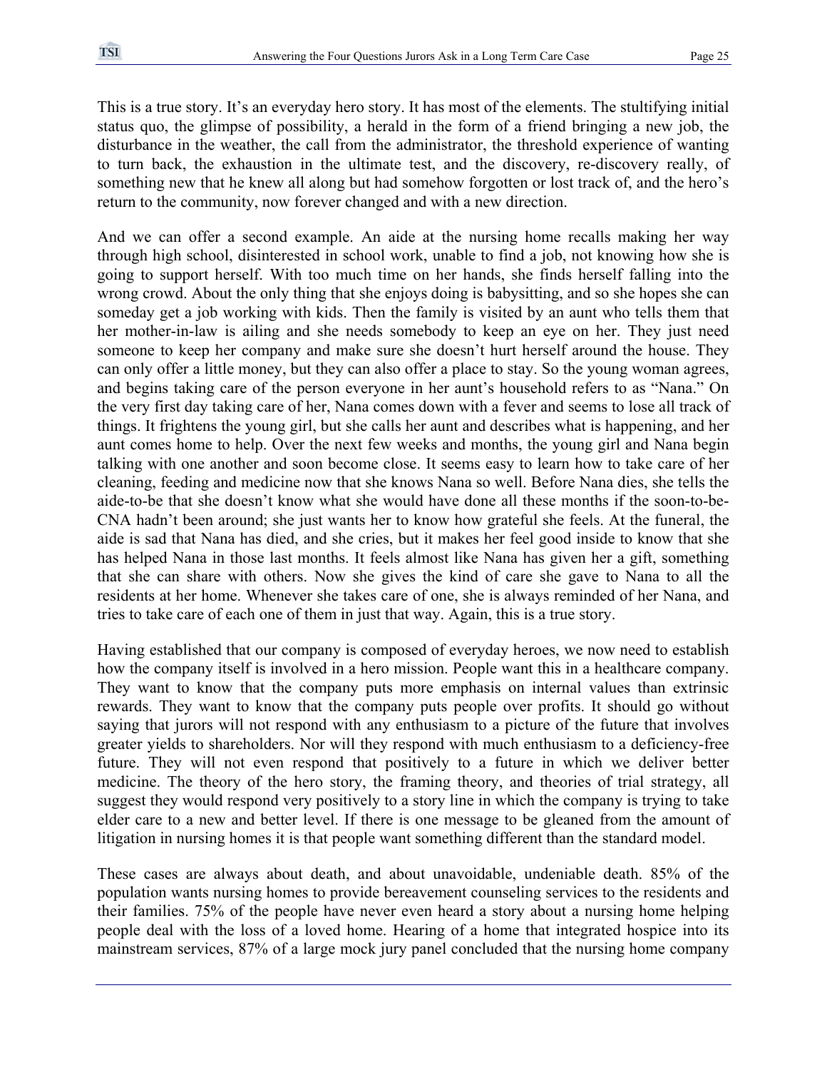This is a true story. It's an everyday hero story. It has most of the elements. The stultifying initial status quo, the glimpse of possibility, a herald in the form of a friend bringing a new job, the disturbance in the weather, the call from the administrator, the threshold experience of wanting to turn back, the exhaustion in the ultimate test, and the discovery, re-discovery really, of something new that he knew all along but had somehow forgotten or lost track of, and the hero's return to the community, now forever changed and with a new direction.

And we can offer a second example. An aide at the nursing home recalls making her way through high school, disinterested in school work, unable to find a job, not knowing how she is going to support herself. With too much time on her hands, she finds herself falling into the wrong crowd. About the only thing that she enjoys doing is babysitting, and so she hopes she can someday get a job working with kids. Then the family is visited by an aunt who tells them that her mother-in-law is ailing and she needs somebody to keep an eye on her. They just need someone to keep her company and make sure she doesn't hurt herself around the house. They can only offer a little money, but they can also offer a place to stay. So the young woman agrees, and begins taking care of the person everyone in her aunt's household refers to as "Nana." On the very first day taking care of her, Nana comes down with a fever and seems to lose all track of things. It frightens the young girl, but she calls her aunt and describes what is happening, and her aunt comes home to help. Over the next few weeks and months, the young girl and Nana begin talking with one another and soon become close. It seems easy to learn how to take care of her cleaning, feeding and medicine now that she knows Nana so well. Before Nana dies, she tells the aide-to-be that she doesn't know what she would have done all these months if the soon-to-be-CNA hadn't been around; she just wants her to know how grateful she feels. At the funeral, the aide is sad that Nana has died, and she cries, but it makes her feel good inside to know that she has helped Nana in those last months. It feels almost like Nana has given her a gift, something that she can share with others. Now she gives the kind of care she gave to Nana to all the residents at her home. Whenever she takes care of one, she is always reminded of her Nana, and tries to take care of each one of them in just that way. Again, this is a true story.

Having established that our company is composed of everyday heroes, we now need to establish how the company itself is involved in a hero mission. People want this in a healthcare company. They want to know that the company puts more emphasis on internal values than extrinsic rewards. They want to know that the company puts people over profits. It should go without saying that jurors will not respond with any enthusiasm to a picture of the future that involves greater yields to shareholders. Nor will they respond with much enthusiasm to a deficiency-free future. They will not even respond that positively to a future in which we deliver better medicine. The theory of the hero story, the framing theory, and theories of trial strategy, all suggest they would respond very positively to a story line in which the company is trying to take elder care to a new and better level. If there is one message to be gleaned from the amount of litigation in nursing homes it is that people want something different than the standard model.

These cases are always about death, and about unavoidable, undeniable death. 85% of the population wants nursing homes to provide bereavement counseling services to the residents and their families. 75% of the people have never even heard a story about a nursing home helping people deal with the loss of a loved home. Hearing of a home that integrated hospice into its mainstream services, 87% of a large mock jury panel concluded that the nursing home company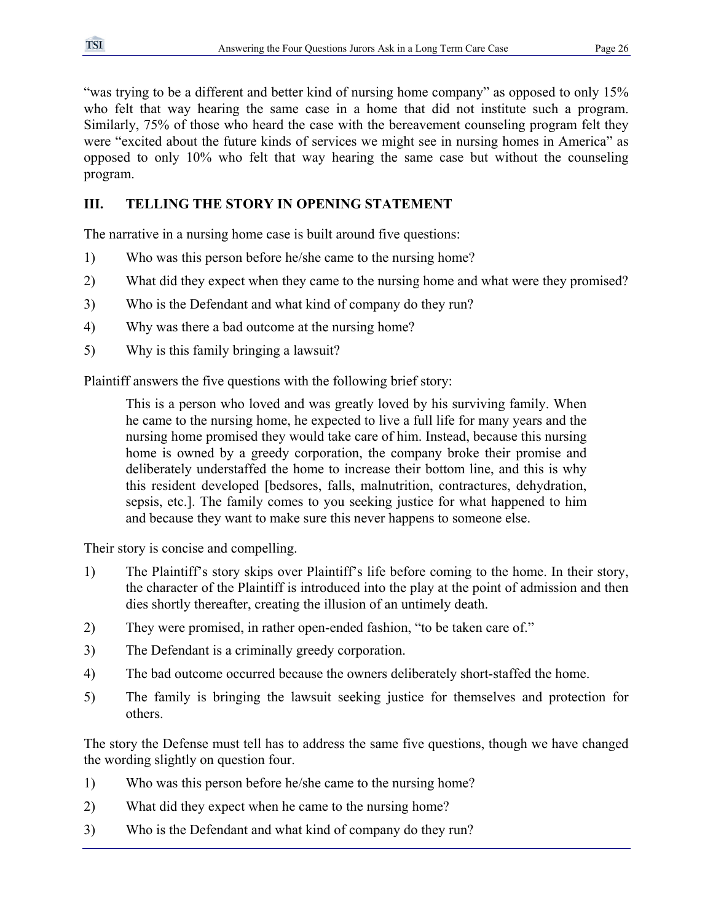"was trying to be a different and better kind of nursing home company" as opposed to only 15% who felt that way hearing the same case in a home that did not institute such a program. Similarly, 75% of those who heard the case with the bereavement counseling program felt they were "excited about the future kinds of services we might see in nursing homes in America" as opposed to only 10% who felt that way hearing the same case but without the counseling program.

## III. TELLING THE STORY IN OPENING STATEMENT

The narrative in a nursing home case is built around five questions:

1) Who was this person before he/she came to the nursing home?
2) What did they expect when they came to the nursing home and what were they promised?
3) Who is the Defendant and what kind of company do they run?
4) Why was there a bad outcome at the nursing home?
5) Why is this family bringing a lawsuit?

Plaintiff answers the five questions with the following brief story:

> This is a person who loved and was greatly loved by his surviving family. When he came to the nursing home, he expected to live a full life for many years and the nursing home promised they would take care of him. Instead, because this nursing home is owned by a greedy corporation, the company broke their promise and deliberately understaffed the home to increase their bottom line, and this is why this resident developed [bedsores, falls, malnutrition, contractures, dehydration, sepsis, etc.]. The family comes to you seeking justice for what happened to him and because they want to make sure this never happens to someone else.

Their story is concise and compelling.

1) The Plaintiff's story skips over Plaintiff's life before coming to the home. In their story, the character of the Plaintiff is introduced into the play at the point of admission and then dies shortly thereafter, creating the illusion of an untimely death.
2) They were promised, in rather open-ended fashion, "to be taken care of."
3) The Defendant is a criminally greedy corporation.
4) The bad outcome occurred because the owners deliberately short-staffed the home.
5) The family is bringing the lawsuit seeking justice for themselves and protection for others.

The story the Defense must tell has to address the same five questions, though we have changed the wording slightly on question four.

1) Who was this person before he/she came to the nursing home?
2) What did they expect when he came to the nursing home?
3) Who is the Defendant and what kind of company do they run?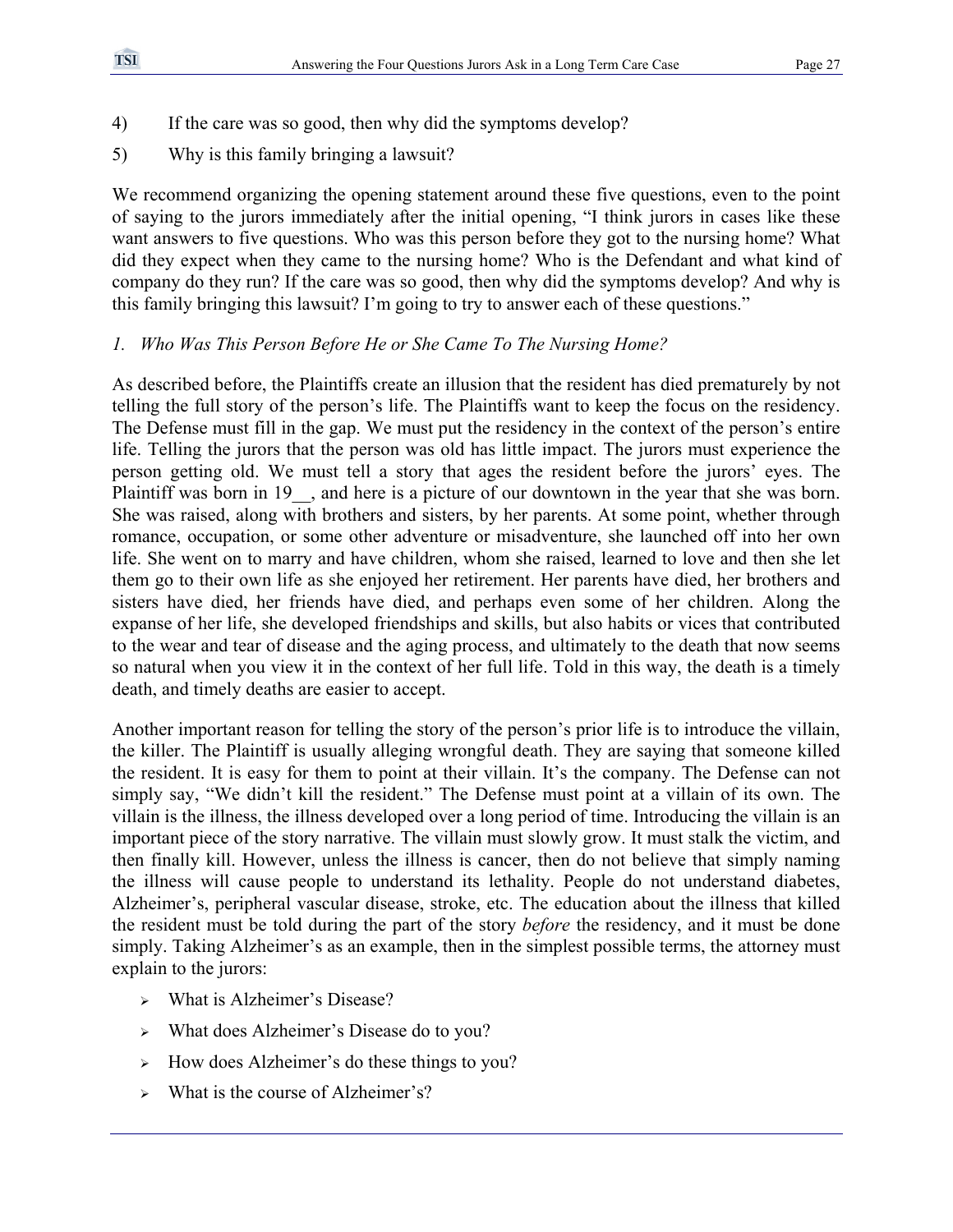4) If the care was so good, then why did the symptoms develop?

5) Why is this family bringing a lawsuit?

We recommend organizing the opening statement around these five questions, even to the point of saying to the jurors immediately after the initial opening, "I think jurors in cases like these want answers to five questions. Who was this person before they got to the nursing home? What did they expect when they came to the nursing home? Who is the Defendant and what kind of company do they run? If the care was so good, then why did the symptoms develop? And why is this family bringing this lawsuit? I'm going to try to answer each of these questions."

*1. Who Was This Person Before He or She Came To The Nursing Home?*

As described before, the Plaintiffs create an illusion that the resident has died prematurely by not telling the full story of the person's life. The Plaintiffs want to keep the focus on the residency. The Defense must fill in the gap. We must put the residency in the context of the person's entire life. Telling the jurors that the person was old has little impact. The jurors must experience the person getting old. We must tell a story that ages the resident before the jurors' eyes. The Plaintiff was born in 19__, and here is a picture of our downtown in the year that she was born. She was raised, along with brothers and sisters, by her parents. At some point, whether through romance, occupation, or some other adventure or misadventure, she launched off into her own life. She went on to marry and have children, whom she raised, learned to love and then she let them go to their own life as she enjoyed her retirement. Her parents have died, her brothers and sisters have died, her friends have died, and perhaps even some of her children. Along the expanse of her life, she developed friendships and skills, but also habits or vices that contributed to the wear and tear of disease and the aging process, and ultimately to the death that now seems so natural when you view it in the context of her full life. Told in this way, the death is a timely death, and timely deaths are easier to accept.

Another important reason for telling the story of the person's prior life is to introduce the villain, the killer. The Plaintiff is usually alleging wrongful death. They are saying that someone killed the resident. It is easy for them to point at their villain. It's the company. The Defense can not simply say, "We didn't kill the resident." The Defense must point at a villain of its own. The villain is the illness, the illness developed over a long period of time. Introducing the villain is an important piece of the story narrative. The villain must slowly grow. It must stalk the victim, and then finally kill. However, unless the illness is cancer, then do not believe that simply naming the illness will cause people to understand its lethality. People do not understand diabetes, Alzheimer's, peripheral vascular disease, stroke, etc. The education about the illness that killed the resident must be told during the part of the story *before* the residency, and it must be done simply. Taking Alzheimer's as an example, then in the simplest possible terms, the attorney must explain to the jurors:

- What is Alzheimer's Disease?
- What does Alzheimer's Disease do to you?
- How does Alzheimer's do these things to you?
- What is the course of Alzheimer's?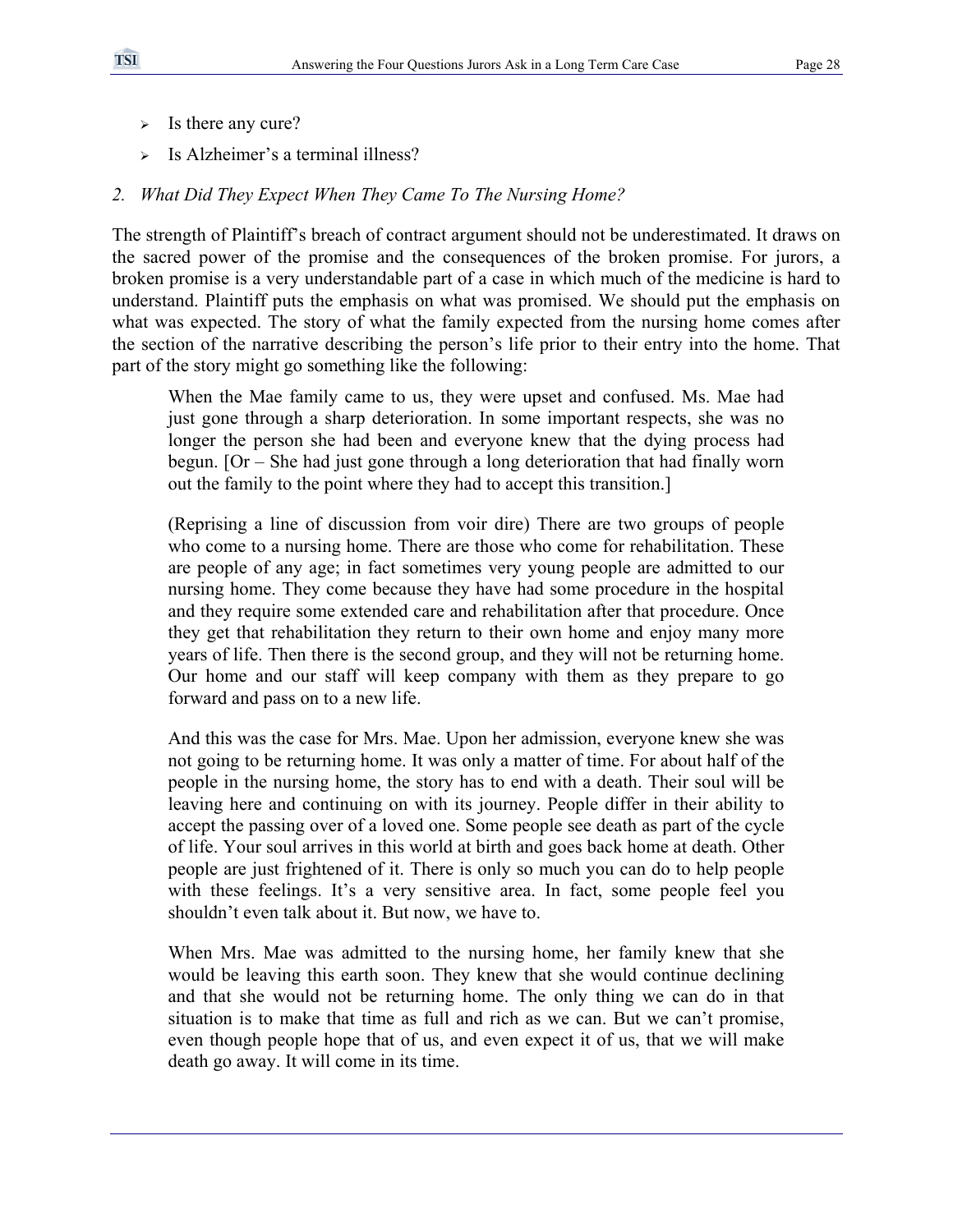- Is there any cure?
- Is Alzheimer's a terminal illness?

*2. What Did They Expect When They Came To The Nursing Home?*

The strength of Plaintiff's breach of contract argument should not be underestimated. It draws on the sacred power of the promise and the consequences of the broken promise. For jurors, a broken promise is a very understandable part of a case in which much of the medicine is hard to understand. Plaintiff puts the emphasis on what was promised. We should put the emphasis on what was expected. The story of what the family expected from the nursing home comes after the section of the narrative describing the person's life prior to their entry into the home. That part of the story might go something like the following:

> When the Mae family came to us, they were upset and confused. Ms. Mae had just gone through a sharp deterioration. In some important respects, she was no longer the person she had been and everyone knew that the dying process had begun. [Or – She had just gone through a long deterioration that had finally worn out the family to the point where they had to accept this transition.]
>
> (Reprising a line of discussion from voir dire) There are two groups of people who come to a nursing home. There are those who come for rehabilitation. These are people of any age; in fact sometimes very young people are admitted to our nursing home. They come because they have had some procedure in the hospital and they require some extended care and rehabilitation after that procedure. Once they get that rehabilitation they return to their own home and enjoy many more years of life. Then there is the second group, and they will not be returning home. Our home and our staff will keep company with them as they prepare to go forward and pass on to a new life.
>
> And this was the case for Mrs. Mae. Upon her admission, everyone knew she was not going to be returning home. It was only a matter of time. For about half of the people in the nursing home, the story has to end with a death. Their soul will be leaving here and continuing on with its journey. People differ in their ability to accept the passing over of a loved one. Some people see death as part of the cycle of life. Your soul arrives in this world at birth and goes back home at death. Other people are just frightened of it. There is only so much you can do to help people with these feelings. It's a very sensitive area. In fact, some people feel you shouldn't even talk about it. But now, we have to.
>
> When Mrs. Mae was admitted to the nursing home, her family knew that she would be leaving this earth soon. They knew that she would continue declining and that she would not be returning home. The only thing we can do in that situation is to make that time as full and rich as we can. But we can't promise, even though people hope that of us, and even expect it of us, that we will make death go away. It will come in its time.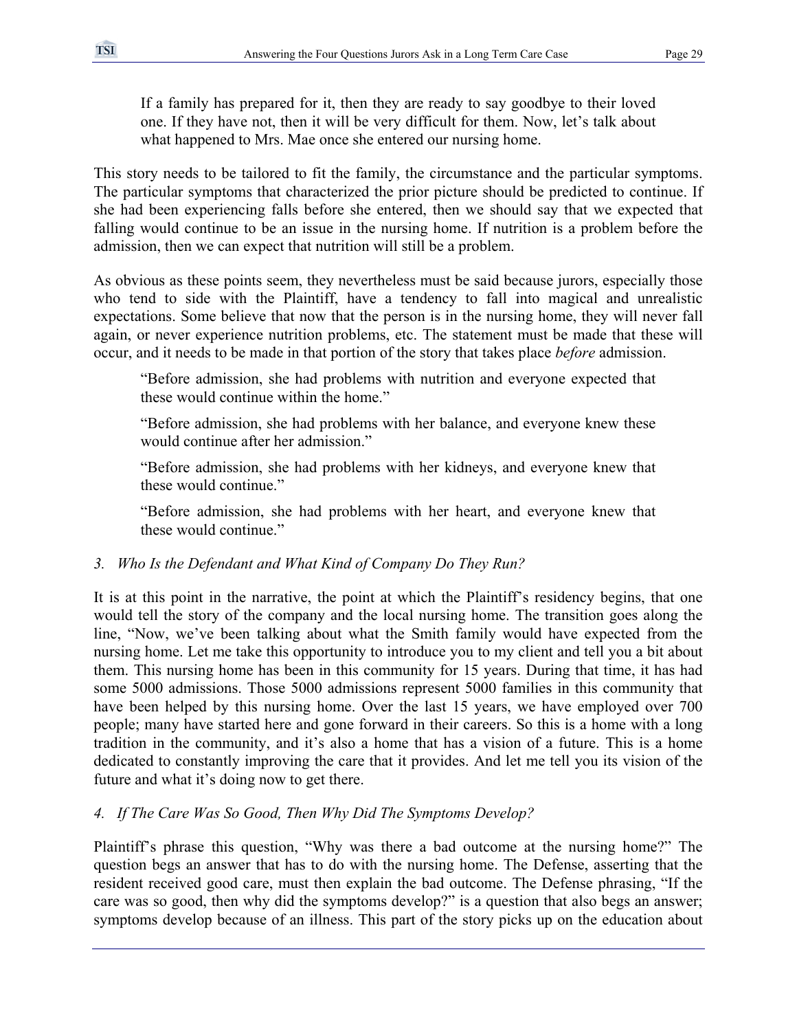> If a family has prepared for it, then they are ready to say goodbye to their loved one. If they have not, then it will be very difficult for them. Now, let's talk about what happened to Mrs. Mae once she entered our nursing home.

This story needs to be tailored to fit the family, the circumstance and the particular symptoms. The particular symptoms that characterized the prior picture should be predicted to continue. If she had been experiencing falls before she entered, then we should say that we expected that falling would continue to be an issue in the nursing home. If nutrition is a problem before the admission, then we can expect that nutrition will still be a problem.

As obvious as these points seem, they nevertheless must be said because jurors, especially those who tend to side with the Plaintiff, have a tendency to fall into magical and unrealistic expectations. Some believe that now that the person is in the nursing home, they will never fall again, or never experience nutrition problems, etc. The statement must be made that these will occur, and it needs to be made in that portion of the story that takes place *before* admission.

> "Before admission, she had problems with nutrition and everyone expected that these would continue within the home."
>
> "Before admission, she had problems with her balance, and everyone knew these would continue after her admission."
>
> "Before admission, she had problems with her kidneys, and everyone knew that these would continue."
>
> "Before admission, she had problems with her heart, and everyone knew that these would continue."

### *3. Who Is the Defendant and What Kind of Company Do They Run?*

It is at this point in the narrative, the point at which the Plaintiff's residency begins, that one would tell the story of the company and the local nursing home. The transition goes along the line, "Now, we've been talking about what the Smith family would have expected from the nursing home. Let me take this opportunity to introduce you to my client and tell you a bit about them. This nursing home has been in this community for 15 years. During that time, it has had some 5000 admissions. Those 5000 admissions represent 5000 families in this community that have been helped by this nursing home. Over the last 15 years, we have employed over 700 people; many have started here and gone forward in their careers. So this is a home with a long tradition in the community, and it's also a home that has a vision of a future. This is a home dedicated to constantly improving the care that it provides. And let me tell you its vision of the future and what it's doing now to get there.

### *4. If The Care Was So Good, Then Why Did The Symptoms Develop?*

Plaintiff's phrase this question, "Why was there a bad outcome at the nursing home?" The question begs an answer that has to do with the nursing home. The Defense, asserting that the resident received good care, must then explain the bad outcome. The Defense phrasing, "If the care was so good, then why did the symptoms develop?" is a question that also begs an answer; symptoms develop because of an illness. This part of the story picks up on the education about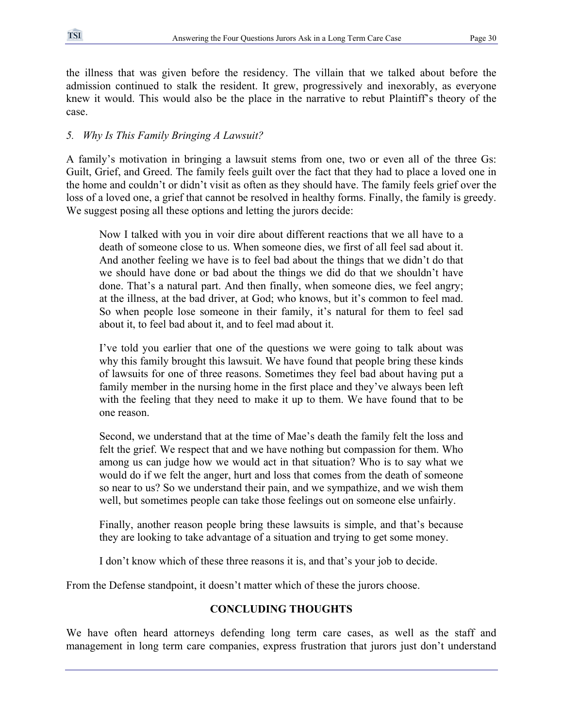the illness that was given before the residency. The villain that we talked about before the admission continued to stalk the resident. It grew, progressively and inexorably, as everyone knew it would. This would also be the place in the narrative to rebut Plaintiff's theory of the case.

*5. Why Is This Family Bringing A Lawsuit?*

A family's motivation in bringing a lawsuit stems from one, two or even all of the three Gs: Guilt, Grief, and Greed. The family feels guilt over the fact that they had to place a loved one in the home and couldn't or didn't visit as often as they should have. The family feels grief over the loss of a loved one, a grief that cannot be resolved in healthy forms. Finally, the family is greedy. We suggest posing all these options and letting the jurors decide:

> Now I talked with you in voir dire about different reactions that we all have to a death of someone close to us. When someone dies, we first of all feel sad about it. And another feeling we have is to feel bad about the things that we didn't do that we should have done or bad about the things we did do that we shouldn't have done. That's a natural part. And then finally, when someone dies, we feel angry; at the illness, at the bad driver, at God; who knows, but it's common to feel mad. So when people lose someone in their family, it's natural for them to feel sad about it, to feel bad about it, and to feel mad about it.
>
> I've told you earlier that one of the questions we were going to talk about was why this family brought this lawsuit. We have found that people bring these kinds of lawsuits for one of three reasons. Sometimes they feel bad about having put a family member in the nursing home in the first place and they've always been left with the feeling that they need to make it up to them. We have found that to be one reason.
>
> Second, we understand that at the time of Mae's death the family felt the loss and felt the grief. We respect that and we have nothing but compassion for them. Who among us can judge how we would act in that situation? Who is to say what we would do if we felt the anger, hurt and loss that comes from the death of someone so near to us? So we understand their pain, and we sympathize, and we wish them well, but sometimes people can take those feelings out on someone else unfairly.
>
> Finally, another reason people bring these lawsuits is simple, and that's because they are looking to take advantage of a situation and trying to get some money.
>
> I don't know which of these three reasons it is, and that's your job to decide.

From the Defense standpoint, it doesn't matter which of these the jurors choose.

## CONCLUDING THOUGHTS

We have often heard attorneys defending long term care cases, as well as the staff and management in long term care companies, express frustration that jurors just don't understand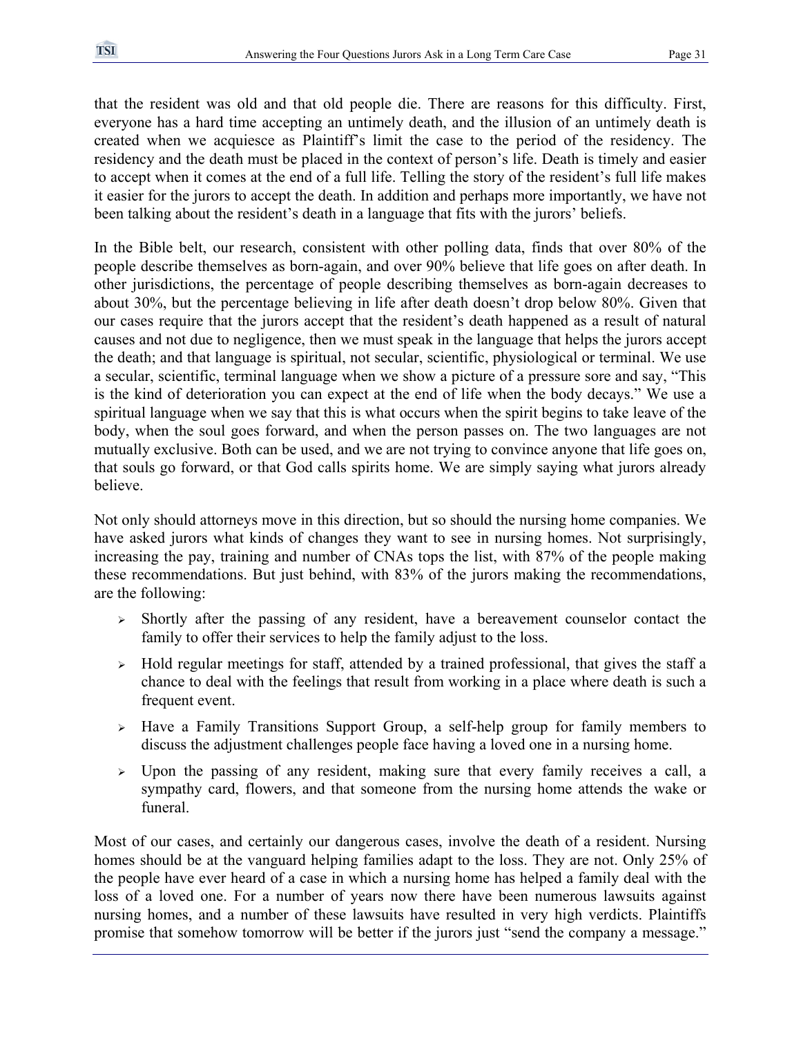that the resident was old and that old people die. There are reasons for this difficulty. First, everyone has a hard time accepting an untimely death, and the illusion of an untimely death is created when we acquiesce as Plaintiff's limit the case to the period of the residency. The residency and the death must be placed in the context of person's life. Death is timely and easier to accept when it comes at the end of a full life. Telling the story of the resident's full life makes it easier for the jurors to accept the death. In addition and perhaps more importantly, we have not been talking about the resident's death in a language that fits with the jurors' beliefs.

In the Bible belt, our research, consistent with other polling data, finds that over 80% of the people describe themselves as born-again, and over 90% believe that life goes on after death. In other jurisdictions, the percentage of people describing themselves as born-again decreases to about 30%, but the percentage believing in life after death doesn't drop below 80%. Given that our cases require that the jurors accept that the resident's death happened as a result of natural causes and not due to negligence, then we must speak in the language that helps the jurors accept the death; and that language is spiritual, not secular, scientific, physiological or terminal. We use a secular, scientific, terminal language when we show a picture of a pressure sore and say, "This is the kind of deterioration you can expect at the end of life when the body decays." We use a spiritual language when we say that this is what occurs when the spirit begins to take leave of the body, when the soul goes forward, and when the person passes on. The two languages are not mutually exclusive. Both can be used, and we are not trying to convince anyone that life goes on, that souls go forward, or that God calls spirits home. We are simply saying what jurors already believe.

Not only should attorneys move in this direction, but so should the nursing home companies. We have asked jurors what kinds of changes they want to see in nursing homes. Not surprisingly, increasing the pay, training and number of CNAs tops the list, with 87% of the people making these recommendations. But just behind, with 83% of the jurors making the recommendations, are the following:

- Shortly after the passing of any resident, have a bereavement counselor contact the family to offer their services to help the family adjust to the loss.
- Hold regular meetings for staff, attended by a trained professional, that gives the staff a chance to deal with the feelings that result from working in a place where death is such a frequent event.
- Have a Family Transitions Support Group, a self-help group for family members to discuss the adjustment challenges people face having a loved one in a nursing home.
- Upon the passing of any resident, making sure that every family receives a call, a sympathy card, flowers, and that someone from the nursing home attends the wake or funeral.

Most of our cases, and certainly our dangerous cases, involve the death of a resident. Nursing homes should be at the vanguard helping families adapt to the loss. They are not. Only 25% of the people have ever heard of a case in which a nursing home has helped a family deal with the loss of a loved one. For a number of years now there have been numerous lawsuits against nursing homes, and a number of these lawsuits have resulted in very high verdicts. Plaintiffs promise that somehow tomorrow will be better if the jurors just "send the company a message."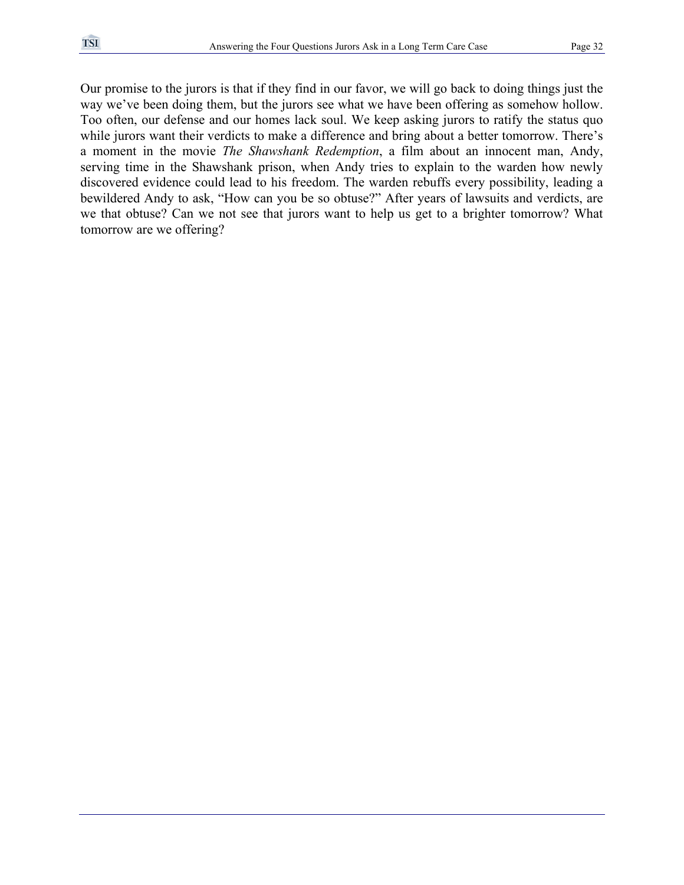Our promise to the jurors is that if they find in our favor, we will go back to doing things just the way we've been doing them, but the jurors see what we have been offering as somehow hollow. Too often, our defense and our homes lack soul. We keep asking jurors to ratify the status quo while jurors want their verdicts to make a difference and bring about a better tomorrow. There's a moment in the movie *The Shawshank Redemption*, a film about an innocent man, Andy, serving time in the Shawshank prison, when Andy tries to explain to the warden how newly discovered evidence could lead to his freedom. The warden rebuffs every possibility, leading a bewildered Andy to ask, "How can you be so obtuse?" After years of lawsuits and verdicts, are we that obtuse? Can we not see that jurors want to help us get to a brighter tomorrow? What tomorrow are we offering?